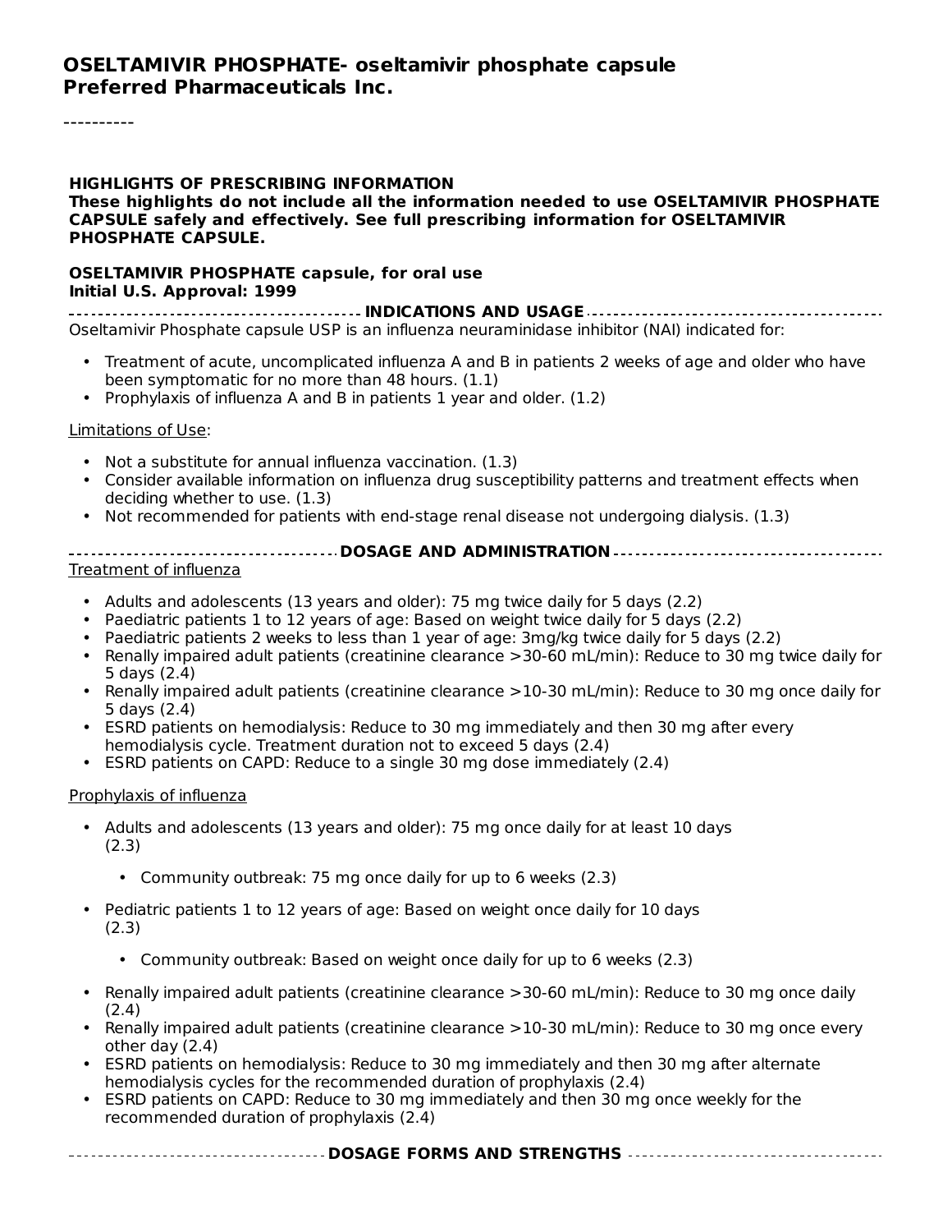# OSELTAMIVIR PHOSPHATE- oseltamivir phosphate capsule
# Preferred Pharmaceuticals Inc.

----------

**HIGHLIGHTS OF PRESCRIBING INFORMATION**
**These highlights do not include all the information needed to use OSELTAMIVIR PHOSPHATE CAPSULE safely and effectively. See full prescribing information for OSELTAMIVIR PHOSPHATE CAPSULE.**

**OSELTAMIVIR PHOSPHATE capsule, for oral use**
**Initial U.S. Approval: 1999**

## INDICATIONS AND USAGE

Oseltamivir Phosphate capsule USP is an influenza neuraminidase inhibitor (NAI) indicated for:

- Treatment of acute, uncomplicated influenza A and B in patients 2 weeks of age and older who have been symptomatic for no more than 48 hours. (1.1)
- Prophylaxis of influenza A and B in patients 1 year and older. (1.2)

Limitations of Use:

- Not a substitute for annual influenza vaccination. (1.3)
- Consider available information on influenza drug susceptibility patterns and treatment effects when deciding whether to use. (1.3)
- Not recommended for patients with end-stage renal disease not undergoing dialysis. (1.3)

## DOSAGE AND ADMINISTRATION

Treatment of influenza

- Adults and adolescents (13 years and older): 75 mg twice daily for 5 days (2.2)
- Paediatric patients 1 to 12 years of age: Based on weight twice daily for 5 days (2.2)
- Paediatric patients 2 weeks to less than 1 year of age: 3mg/kg twice daily for 5 days (2.2)
- Renally impaired adult patients (creatinine clearance >30-60 mL/min): Reduce to 30 mg twice daily for 5 days (2.4)
- Renally impaired adult patients (creatinine clearance >10-30 mL/min): Reduce to 30 mg once daily for 5 days (2.4)
- ESRD patients on hemodialysis: Reduce to 30 mg immediately and then 30 mg after every hemodialysis cycle. Treatment duration not to exceed 5 days (2.4)
- ESRD patients on CAPD: Reduce to a single 30 mg dose immediately (2.4)

Prophylaxis of influenza

- Adults and adolescents (13 years and older): 75 mg once daily for at least 10 days (2.3)
  - Community outbreak: 75 mg once daily for up to 6 weeks (2.3)
- Pediatric patients 1 to 12 years of age: Based on weight once daily for 10 days (2.3)
  - Community outbreak: Based on weight once daily for up to 6 weeks (2.3)
- Renally impaired adult patients (creatinine clearance >30-60 mL/min): Reduce to 30 mg once daily (2.4)
- Renally impaired adult patients (creatinine clearance >10-30 mL/min): Reduce to 30 mg once every other day (2.4)
- ESRD patients on hemodialysis: Reduce to 30 mg immediately and then 30 mg after alternate hemodialysis cycles for the recommended duration of prophylaxis (2.4)
- ESRD patients on CAPD: Reduce to 30 mg immediately and then 30 mg once weekly for the recommended duration of prophylaxis (2.4)

## DOSAGE FORMS AND STRENGTHS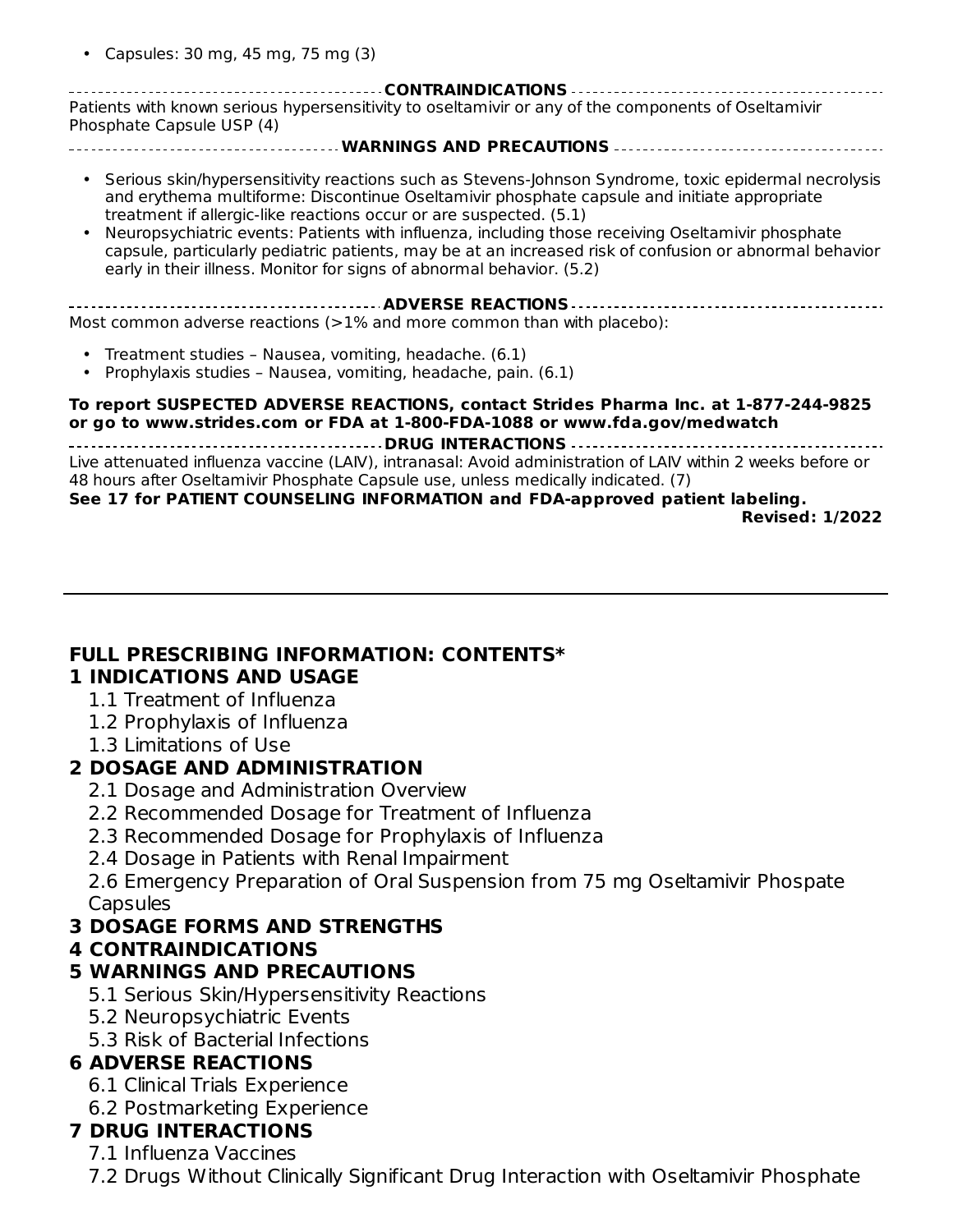- Capsules: 30 mg, 45 mg, 75 mg (3)

**CONTRAINDICATIONS**

Patients with known serious hypersensitivity to oseltamivir or any of the components of Oseltamivir Phosphate Capsule USP (4)

**WARNINGS AND PRECAUTIONS**

- Serious skin/hypersensitivity reactions such as Stevens-Johnson Syndrome, toxic epidermal necrolysis and erythema multiforme: Discontinue Oseltamivir phosphate capsule and initiate appropriate treatment if allergic-like reactions occur or are suspected. (5.1)
- Neuropsychiatric events: Patients with influenza, including those receiving Oseltamivir phosphate capsule, particularly pediatric patients, may be at an increased risk of confusion or abnormal behavior early in their illness. Monitor for signs of abnormal behavior. (5.2)

**ADVERSE REACTIONS**

Most common adverse reactions (>1% and more common than with placebo):

- Treatment studies – Nausea, vomiting, headache. (6.1)
- Prophylaxis studies – Nausea, vomiting, headache, pain. (6.1)

**To report SUSPECTED ADVERSE REACTIONS, contact Strides Pharma Inc. at 1-877-244-9825 or go to www.strides.com or FDA at 1-800-FDA-1088 or www.fda.gov/medwatch**

**DRUG INTERACTIONS**

Live attenuated influenza vaccine (LAIV), intranasal: Avoid administration of LAIV within 2 weeks before or 48 hours after Oseltamivir Phosphate Capsule use, unless medically indicated. (7)

**See 17 for PATIENT COUNSELING INFORMATION and FDA-approved patient labeling.**

**Revised: 1/2022**

---

## FULL PRESCRIBING INFORMATION: CONTENTS*

**1 INDICATIONS AND USAGE**
- 1.1 Treatment of Influenza
- 1.2 Prophylaxis of Influenza
- 1.3 Limitations of Use

**2 DOSAGE AND ADMINISTRATION**
- 2.1 Dosage and Administration Overview
- 2.2 Recommended Dosage for Treatment of Influenza
- 2.3 Recommended Dosage for Prophylaxis of Influenza
- 2.4 Dosage in Patients with Renal Impairment
- 2.6 Emergency Preparation of Oral Suspension from 75 mg Oseltamivir Phospate Capsules

**3 DOSAGE FORMS AND STRENGTHS**

**4 CONTRAINDICATIONS**

**5 WARNINGS AND PRECAUTIONS**
- 5.1 Serious Skin/Hypersensitivity Reactions
- 5.2 Neuropsychiatric Events
- 5.3 Risk of Bacterial Infections

**6 ADVERSE REACTIONS**
- 6.1 Clinical Trials Experience
- 6.2 Postmarketing Experience

**7 DRUG INTERACTIONS**
- 7.1 Influenza Vaccines
- 7.2 Drugs Without Clinically Significant Drug Interaction with Oseltamivir Phosphate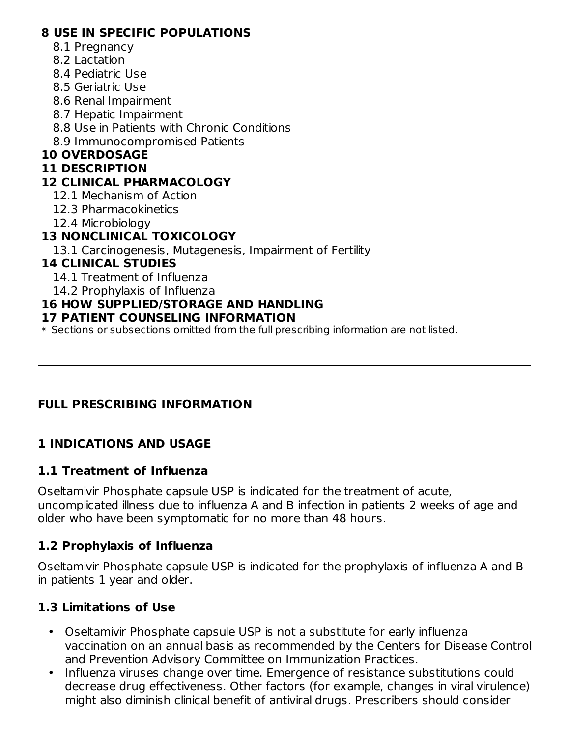**8 USE IN SPECIFIC POPULATIONS**
- 8.1 Pregnancy
- 8.2 Lactation
- 8.4 Pediatric Use
- 8.5 Geriatric Use
- 8.6 Renal Impairment
- 8.7 Hepatic Impairment
- 8.8 Use in Patients with Chronic Conditions
- 8.9 Immunocompromised Patients

**10 OVERDOSAGE**

**11 DESCRIPTION**

**12 CLINICAL PHARMACOLOGY**
- 12.1 Mechanism of Action
- 12.3 Pharmacokinetics
- 12.4 Microbiology

**13 NONCLINICAL TOXICOLOGY**
- 13.1 Carcinogenesis, Mutagenesis, Impairment of Fertility

**14 CLINICAL STUDIES**
- 14.1 Treatment of Influenza
- 14.2 Prophylaxis of Influenza

**16 HOW SUPPLIED/STORAGE AND HANDLING**

**17 PATIENT COUNSELING INFORMATION**

\* Sections or subsections omitted from the full prescribing information are not listed.

---

# FULL PRESCRIBING INFORMATION

## 1 INDICATIONS AND USAGE

### 1.1 Treatment of Influenza

Oseltamivir Phosphate capsule USP is indicated for the treatment of acute, uncomplicated illness due to influenza A and B infection in patients 2 weeks of age and older who have been symptomatic for no more than 48 hours.

### 1.2 Prophylaxis of Influenza

Oseltamivir Phosphate capsule USP is indicated for the prophylaxis of influenza A and B in patients 1 year and older.

### 1.3 Limitations of Use

- Oseltamivir Phosphate capsule USP is not a substitute for early influenza vaccination on an annual basis as recommended by the Centers for Disease Control and Prevention Advisory Committee on Immunization Practices.
- Influenza viruses change over time. Emergence of resistance substitutions could decrease drug effectiveness. Other factors (for example, changes in viral virulence) might also diminish clinical benefit of antiviral drugs. Prescribers should consider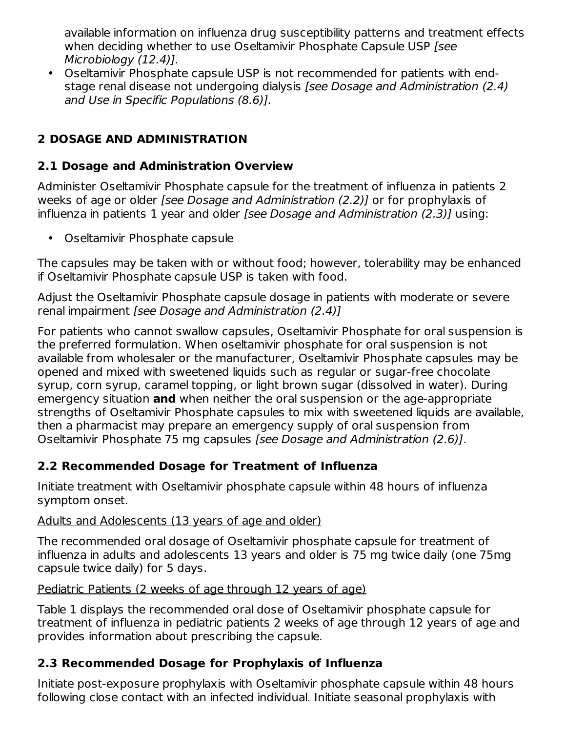available information on influenza drug susceptibility patterns and treatment effects when deciding whether to use Oseltamivir Phosphate Capsule USP *[see Microbiology (12.4)].*
- Oseltamivir Phosphate capsule USP is not recommended for patients with end-stage renal disease not undergoing dialysis *[see Dosage and Administration (2.4) and Use in Specific Populations (8.6)].*

## 2 DOSAGE AND ADMINISTRATION

### 2.1 Dosage and Administration Overview

Administer Oseltamivir Phosphate capsule for the treatment of influenza in patients 2 weeks of age or older *[see Dosage and Administration (2.2)]* or for prophylaxis of influenza in patients 1 year and older *[see Dosage and Administration (2.3)]* using:

- Oseltamivir Phosphate capsule

The capsules may be taken with or without food; however, tolerability may be enhanced if Oseltamivir Phosphate capsule USP is taken with food.

Adjust the Oseltamivir Phosphate capsule dosage in patients with moderate or severe renal impairment *[see Dosage and Administration (2.4)]*

For patients who cannot swallow capsules, Oseltamivir Phosphate for oral suspension is the preferred formulation. When oseltamivir phosphate for oral suspension is not available from wholesaler or the manufacturer, Oseltamivir Phosphate capsules may be opened and mixed with sweetened liquids such as regular or sugar-free chocolate syrup, corn syrup, caramel topping, or light brown sugar (dissolved in water). During emergency situation **and** when neither the oral suspension or the age-appropriate strengths of Oseltamivir Phosphate capsules to mix with sweetened liquids are available, then a pharmacist may prepare an emergency supply of oral suspension from Oseltamivir Phosphate 75 mg capsules *[see Dosage and Administration (2.6)]*.

### 2.2 Recommended Dosage for Treatment of Influenza

Initiate treatment with Oseltamivir phosphate capsule within 48 hours of influenza symptom onset.

<u>Adults and Adolescents (13 years of age and older)</u>

The recommended oral dosage of Oseltamivir phosphate capsule for treatment of influenza in adults and adolescents 13 years and older is 75 mg twice daily (one 75mg capsule twice daily) for 5 days.

<u>Pediatric Patients (2 weeks of age through 12 years of age)</u>

Table 1 displays the recommended oral dose of Oseltamivir phosphate capsule for treatment of influenza in pediatric patients 2 weeks of age through 12 years of age and provides information about prescribing the capsule.

### 2.3 Recommended Dosage for Prophylaxis of Influenza

Initiate post-exposure prophylaxis with Oseltamivir phosphate capsule within 48 hours following close contact with an infected individual. Initiate seasonal prophylaxis with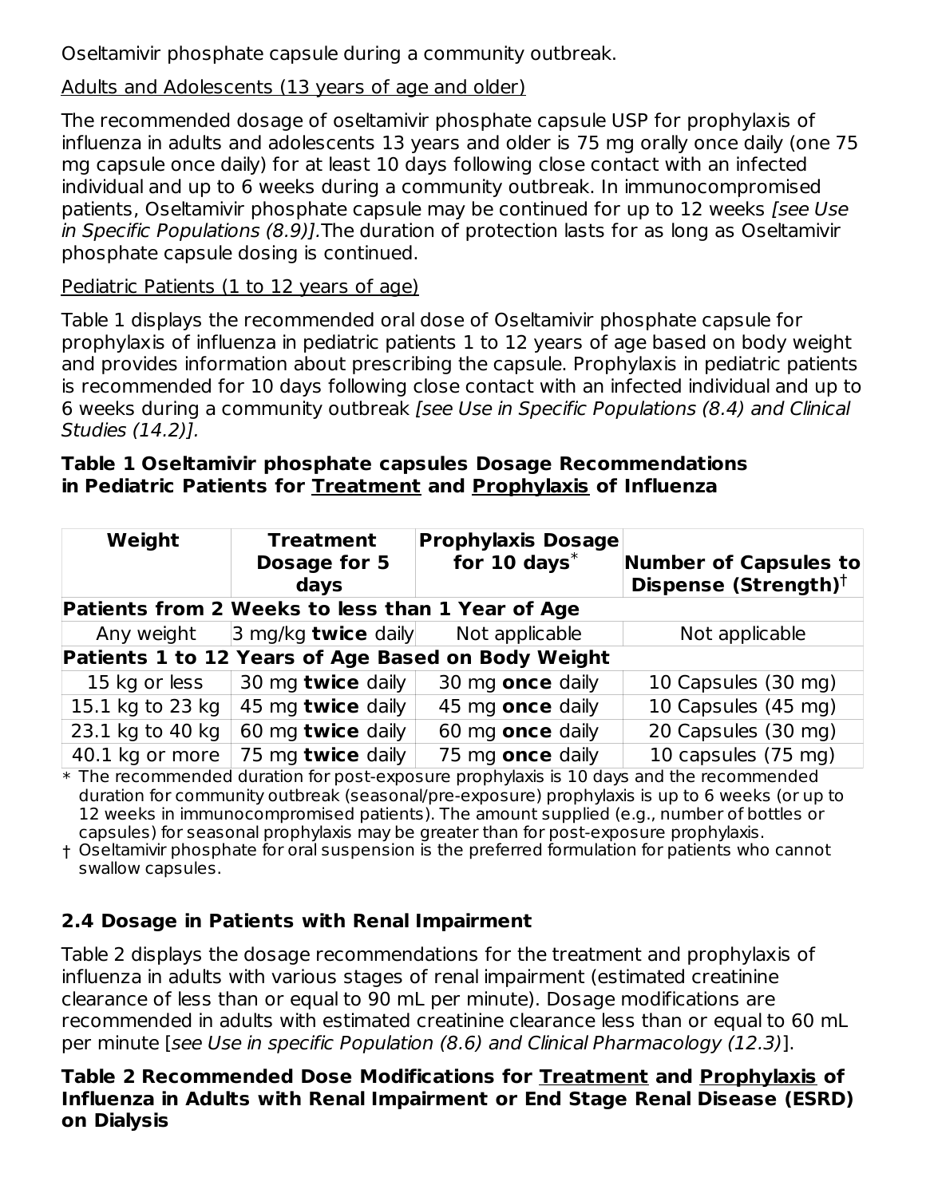Oseltamivir phosphate capsule during a community outbreak.

Adults and Adolescents (13 years of age and older)

The recommended dosage of oseltamivir phosphate capsule USP for prophylaxis of influenza in adults and adolescents 13 years and older is 75 mg orally once daily (one 75 mg capsule once daily) for at least 10 days following close contact with an infected individual and up to 6 weeks during a community outbreak. In immunocompromised patients, Oseltamivir phosphate capsule may be continued for up to 12 weeks *[see Use in Specific Populations (8.9)].*The duration of protection lasts for as long as Oseltamivir phosphate capsule dosing is continued.

Pediatric Patients (1 to 12 years of age)

Table 1 displays the recommended oral dose of Oseltamivir phosphate capsule for prophylaxis of influenza in pediatric patients 1 to 12 years of age based on body weight and provides information about prescribing the capsule. Prophylaxis in pediatric patients is recommended for 10 days following close contact with an infected individual and up to 6 weeks during a community outbreak *[see Use in Specific Populations (8.4) and Clinical Studies (14.2)].*

**Table 1 Oseltamivir phosphate capsules Dosage Recommendations in Pediatric Patients for Treatment and Prophylaxis of Influenza**

| Weight | Treatment Dosage for 5 days | Prophylaxis Dosage for 10 days* | Number of Capsules to Dispense (Strength)† |
|---|---|---|---|
| **Patients from 2 Weeks to less than 1 Year of Age** | | | |
| Any weight | 3 mg/kg **twice** daily | Not applicable | Not applicable |
| **Patients 1 to 12 Years of Age Based on Body Weight** | | | |
| 15 kg or less | 30 mg **twice** daily | 30 mg **once** daily | 10 Capsules (30 mg) |
| 15.1 kg to 23 kg | 45 mg **twice** daily | 45 mg **once** daily | 10 Capsules (45 mg) |
| 23.1 kg to 40 kg | 60 mg **twice** daily | 60 mg **once** daily | 20 Capsules (30 mg) |
| 40.1 kg or more | 75 mg **twice** daily | 75 mg **once** daily | 10 capsules (75 mg) |

\* The recommended duration for post-exposure prophylaxis is 10 days and the recommended duration for community outbreak (seasonal/pre-exposure) prophylaxis is up to 6 weeks (or up to 12 weeks in immunocompromised patients). The amount supplied (e.g., number of bottles or capsules) for seasonal prophylaxis may be greater than for post-exposure prophylaxis.

† Oseltamivir phosphate for oral suspension is the preferred formulation for patients who cannot swallow capsules.

### 2.4 Dosage in Patients with Renal Impairment

Table 2 displays the dosage recommendations for the treatment and prophylaxis of influenza in adults with various stages of renal impairment (estimated creatinine clearance of less than or equal to 90 mL per minute). Dosage modifications are recommended in adults with estimated creatinine clearance less than or equal to 60 mL per minute [*see Use in specific Population (8.6) and Clinical Pharmacology (12.3)*].

**Table 2 Recommended Dose Modifications for Treatment and Prophylaxis of Influenza in Adults with Renal Impairment or End Stage Renal Disease (ESRD) on Dialysis**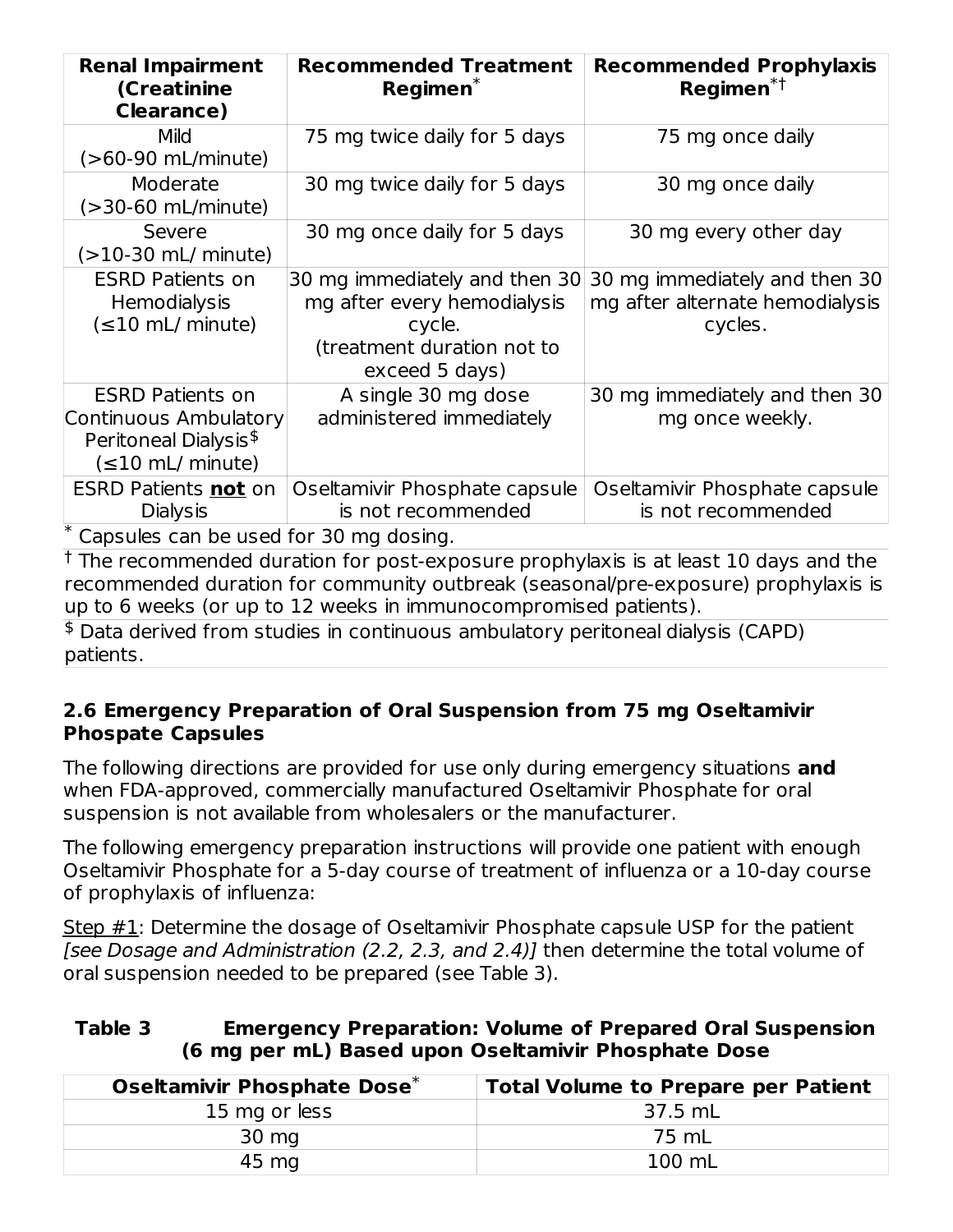| Renal Impairment (Creatinine Clearance) | Recommended Treatment Regimen* | Recommended Prophylaxis Regimen*† |
| --- | --- | --- |
| Mild (>60-90 mL/minute) | 75 mg twice daily for 5 days | 75 mg once daily |
| Moderate (>30-60 mL/minute) | 30 mg twice daily for 5 days | 30 mg once daily |
| Severe (>10-30 mL/ minute) | 30 mg once daily for 5 days | 30 mg every other day |
| ESRD Patients on Hemodialysis (≤10 mL/ minute) | 30 mg immediately and then 30 mg after every hemodialysis cycle. (treatment duration not to exceed 5 days) | 30 mg immediately and then 30 mg after alternate hemodialysis cycles. |
| ESRD Patients on Continuous Ambulatory Peritoneal Dialysis$ (≤10 mL/ minute) | A single 30 mg dose administered immediately | 30 mg immediately and then 30 mg once weekly. |
| ESRD Patients **not** on Dialysis | Oseltamivir Phosphate capsule is not recommended | Oseltamivir Phosphate capsule is not recommended |

* Capsules can be used for 30 mg dosing.

† The recommended duration for post-exposure prophylaxis is at least 10 days and the recommended duration for community outbreak (seasonal/pre-exposure) prophylaxis is up to 6 weeks (or up to 12 weeks in immunocompromised patients).

$ Data derived from studies in continuous ambulatory peritoneal dialysis (CAPD) patients.

### 2.6 Emergency Preparation of Oral Suspension from 75 mg Oseltamivir Phospate Capsules

The following directions are provided for use only during emergency situations **and** when FDA-approved, commercially manufactured Oseltamivir Phosphate for oral suspension is not available from wholesalers or the manufacturer.

The following emergency preparation instructions will provide one patient with enough Oseltamivir Phosphate for a 5-day course of treatment of influenza or a 10-day course of prophylaxis of influenza:

Step #1: Determine the dosage of Oseltamivir Phosphate capsule USP for the patient *[see Dosage and Administration (2.2, 2.3, and 2.4)]* then determine the total volume of oral suspension needed to be prepared (see Table 3).

**Table 3 Emergency Preparation: Volume of Prepared Oral Suspension (6 mg per mL) Based upon Oseltamivir Phosphate Dose**

| Oseltamivir Phosphate Dose* | Total Volume to Prepare per Patient |
| --- | --- |
| 15 mg or less | 37.5 mL |
| 30 mg | 75 mL |
| 45 mg | 100 mL |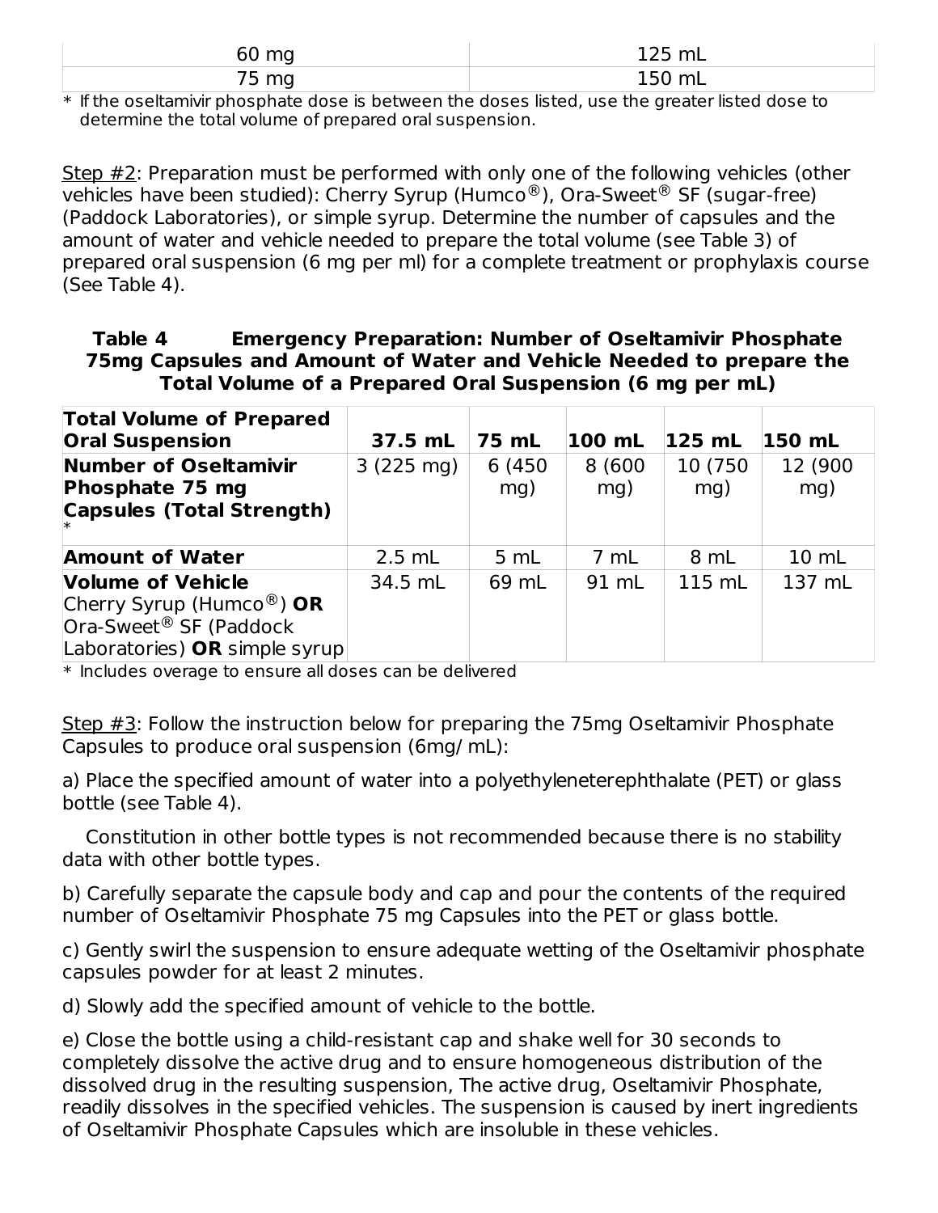| | |
|---|---|
| 60 mg | 125 mL |
| 75 mg | 150 mL |

* If the oseltamivir phosphate dose is between the doses listed, use the greater listed dose to determine the total volume of prepared oral suspension.

Step #2: Preparation must be performed with only one of the following vehicles (other vehicles have been studied): Cherry Syrup (Humco®), Ora-Sweet® SF (sugar-free) (Paddock Laboratories), or simple syrup. Determine the number of capsules and the amount of water and vehicle needed to prepare the total volume (see Table 3) of prepared oral suspension (6 mg per ml) for a complete treatment or prophylaxis course (See Table 4).

**Table 4 Emergency Preparation: Number of Oseltamivir Phosphate 75mg Capsules and Amount of Water and Vehicle Needed to prepare the Total Volume of a Prepared Oral Suspension (6 mg per mL)**

| **Total Volume of Prepared Oral Suspension** | **37.5 mL** | **75 mL** | **100 mL** | **125 mL** | **150 mL** |
|---|---|---|---|---|---|
| **Number of Oseltamivir Phosphate 75 mg Capsules (Total Strength)** * | 3 (225 mg) | 6 (450 mg) | 8 (600 mg) | 10 (750 mg) | 12 (900 mg) |
| **Amount of Water** | 2.5 mL | 5 mL | 7 mL | 8 mL | 10 mL |
| **Volume of Vehicle** Cherry Syrup (Humco®) **OR** Ora-Sweet® SF (Paddock Laboratories) **OR** simple syrup | 34.5 mL | 69 mL | 91 mL | 115 mL | 137 mL |

* Includes overage to ensure all doses can be delivered

Step #3: Follow the instruction below for preparing the 75mg Oseltamivir Phosphate Capsules to produce oral suspension (6mg/ mL):

a) Place the specified amount of water into a polyethyleneterephthalate (PET) or glass bottle (see Table 4).

Constitution in other bottle types is not recommended because there is no stability data with other bottle types.

b) Carefully separate the capsule body and cap and pour the contents of the required number of Oseltamivir Phosphate 75 mg Capsules into the PET or glass bottle.

c) Gently swirl the suspension to ensure adequate wetting of the Oseltamivir phosphate capsules powder for at least 2 minutes.

d) Slowly add the specified amount of vehicle to the bottle.

e) Close the bottle using a child-resistant cap and shake well for 30 seconds to completely dissolve the active drug and to ensure homogeneous distribution of the dissolved drug in the resulting suspension, The active drug, Oseltamivir Phosphate, readily dissolves in the specified vehicles. The suspension is caused by inert ingredients of Oseltamivir Phosphate Capsules which are insoluble in these vehicles.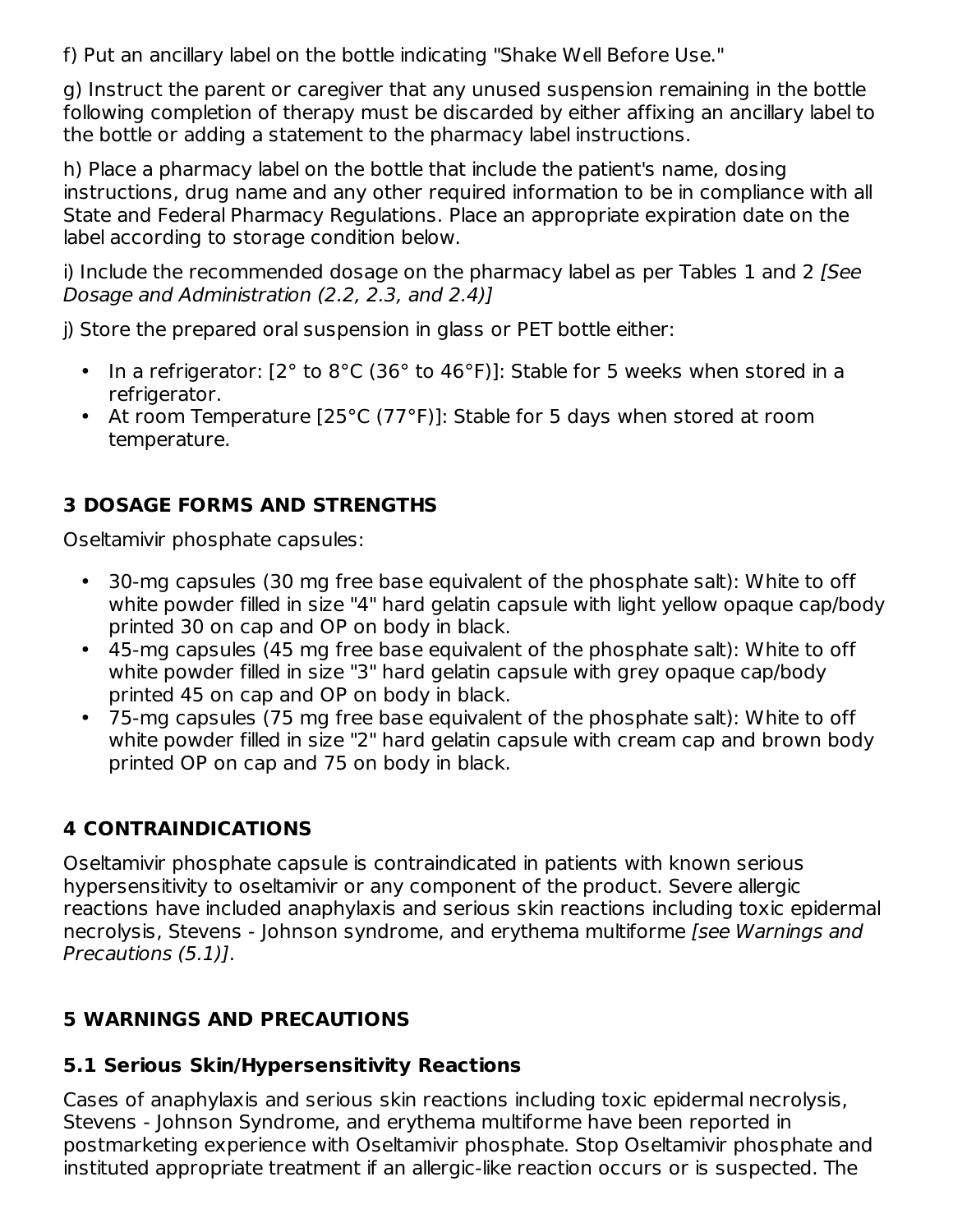f) Put an ancillary label on the bottle indicating "Shake Well Before Use."

g) Instruct the parent or caregiver that any unused suspension remaining in the bottle following completion of therapy must be discarded by either affixing an ancillary label to the bottle or adding a statement to the pharmacy label instructions.

h) Place a pharmacy label on the bottle that include the patient's name, dosing instructions, drug name and any other required information to be in compliance with all State and Federal Pharmacy Regulations. Place an appropriate expiration date on the label according to storage condition below.

i) Include the recommended dosage on the pharmacy label as per Tables 1 and 2 *[See Dosage and Administration (2.2, 2.3, and 2.4)]*

j) Store the prepared oral suspension in glass or PET bottle either:

- In a refrigerator: [2° to 8°C (36° to 46°F)]: Stable for 5 weeks when stored in a refrigerator.
- At room Temperature [25°C (77°F)]: Stable for 5 days when stored at room temperature.

## 3 DOSAGE FORMS AND STRENGTHS

Oseltamivir phosphate capsules:

- 30-mg capsules (30 mg free base equivalent of the phosphate salt): White to off white powder filled in size "4" hard gelatin capsule with light yellow opaque cap/body printed 30 on cap and OP on body in black.
- 45-mg capsules (45 mg free base equivalent of the phosphate salt): White to off white powder filled in size "3" hard gelatin capsule with grey opaque cap/body printed 45 on cap and OP on body in black.
- 75-mg capsules (75 mg free base equivalent of the phosphate salt): White to off white powder filled in size "2" hard gelatin capsule with cream cap and brown body printed OP on cap and 75 on body in black.

## 4 CONTRAINDICATIONS

Oseltamivir phosphate capsule is contraindicated in patients with known serious hypersensitivity to oseltamivir or any component of the product. Severe allergic reactions have included anaphylaxis and serious skin reactions including toxic epidermal necrolysis, Stevens - Johnson syndrome, and erythema multiforme *[see Warnings and Precautions (5.1)]*.

## 5 WARNINGS AND PRECAUTIONS

### 5.1 Serious Skin/Hypersensitivity Reactions

Cases of anaphylaxis and serious skin reactions including toxic epidermal necrolysis, Stevens - Johnson Syndrome, and erythema multiforme have been reported in postmarketing experience with Oseltamivir phosphate. Stop Oseltamivir phosphate and instituted appropriate treatment if an allergic-like reaction occurs or is suspected. The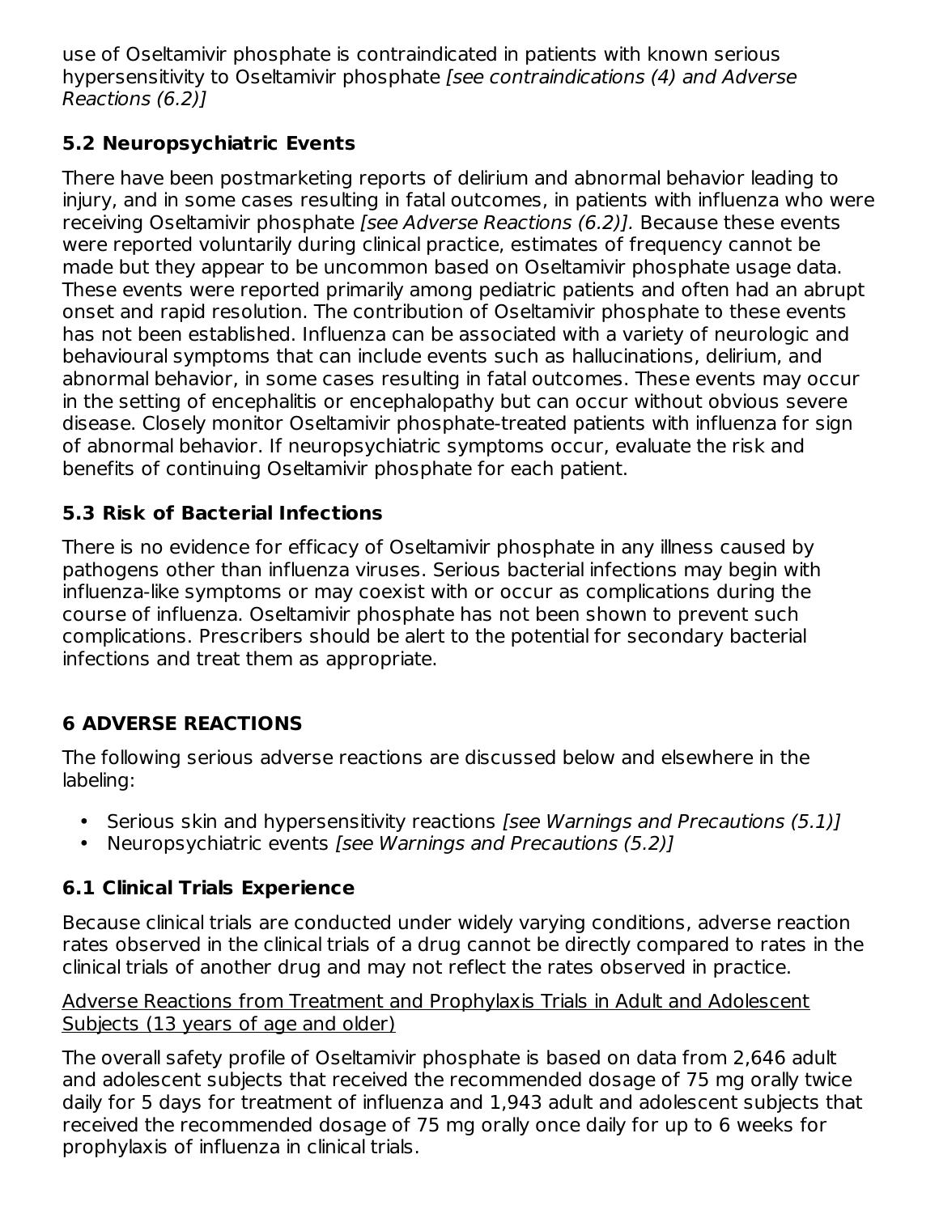use of Oseltamivir phosphate is contraindicated in patients with known serious hypersensitivity to Oseltamivir phosphate *[see contraindications (4) and Adverse Reactions (6.2)]*

## 5.2 Neuropsychiatric Events

There have been postmarketing reports of delirium and abnormal behavior leading to injury, and in some cases resulting in fatal outcomes, in patients with influenza who were receiving Oseltamivir phosphate *[see Adverse Reactions (6.2)].* Because these events were reported voluntarily during clinical practice, estimates of frequency cannot be made but they appear to be uncommon based on Oseltamivir phosphate usage data. These events were reported primarily among pediatric patients and often had an abrupt onset and rapid resolution. The contribution of Oseltamivir phosphate to these events has not been established. Influenza can be associated with a variety of neurologic and behavioural symptoms that can include events such as hallucinations, delirium, and abnormal behavior, in some cases resulting in fatal outcomes. These events may occur in the setting of encephalitis or encephalopathy but can occur without obvious severe disease. Closely monitor Oseltamivir phosphate-treated patients with influenza for sign of abnormal behavior. If neuropsychiatric symptoms occur, evaluate the risk and benefits of continuing Oseltamivir phosphate for each patient.

## 5.3 Risk of Bacterial Infections

There is no evidence for efficacy of Oseltamivir phosphate in any illness caused by pathogens other than influenza viruses. Serious bacterial infections may begin with influenza-like symptoms or may coexist with or occur as complications during the course of influenza. Oseltamivir phosphate has not been shown to prevent such complications. Prescribers should be alert to the potential for secondary bacterial infections and treat them as appropriate.

# 6 ADVERSE REACTIONS

The following serious adverse reactions are discussed below and elsewhere in the labeling:

- Serious skin and hypersensitivity reactions *[see Warnings and Precautions (5.1)]*
- Neuropsychiatric events *[see Warnings and Precautions (5.2)]*

## 6.1 Clinical Trials Experience

Because clinical trials are conducted under widely varying conditions, adverse reaction rates observed in the clinical trials of a drug cannot be directly compared to rates in the clinical trials of another drug and may not reflect the rates observed in practice.

Adverse Reactions from Treatment and Prophylaxis Trials in Adult and Adolescent Subjects (13 years of age and older)

The overall safety profile of Oseltamivir phosphate is based on data from 2,646 adult and adolescent subjects that received the recommended dosage of 75 mg orally twice daily for 5 days for treatment of influenza and 1,943 adult and adolescent subjects that received the recommended dosage of 75 mg orally once daily for up to 6 weeks for prophylaxis of influenza in clinical trials.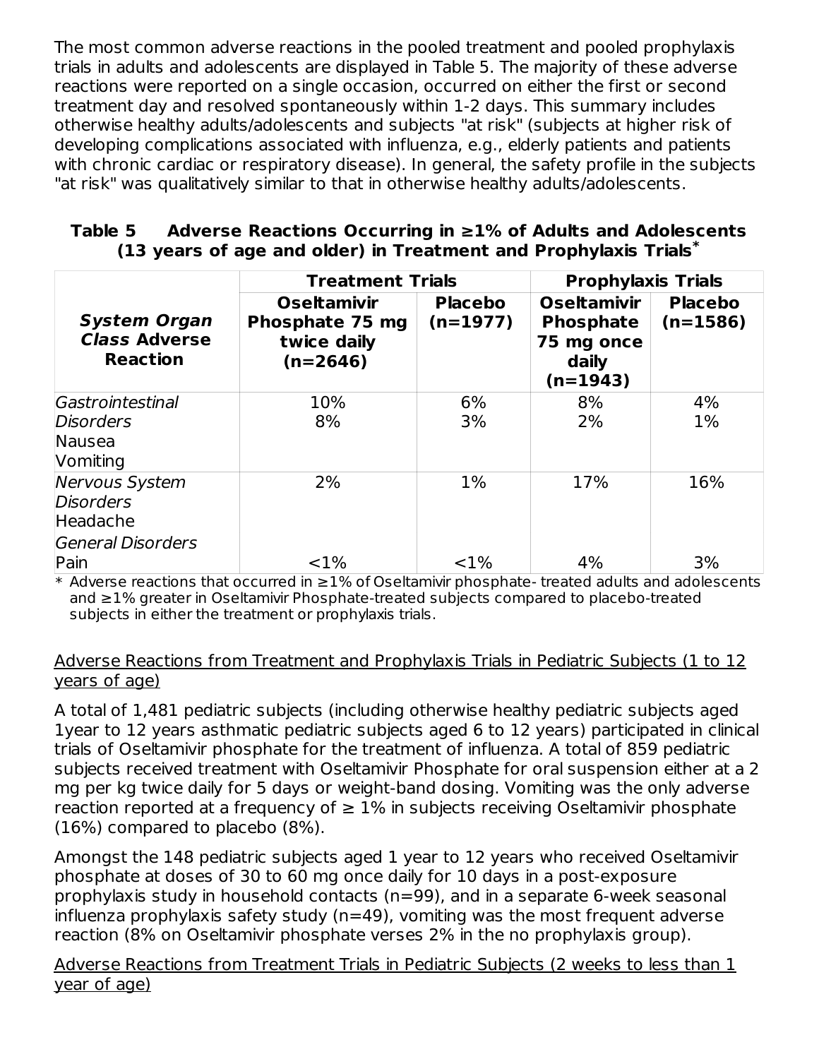The most common adverse reactions in the pooled treatment and pooled prophylaxis trials in adults and adolescents are displayed in Table 5. The majority of these adverse reactions were reported on a single occasion, occurred on either the first or second treatment day and resolved spontaneously within 1-2 days. This summary includes otherwise healthy adults/adolescents and subjects "at risk" (subjects at higher risk of developing complications associated with influenza, e.g., elderly patients and patients with chronic cardiac or respiratory disease). In general, the safety profile in the subjects "at risk" was qualitatively similar to that in otherwise healthy adults/adolescents.

**Table 5 Adverse Reactions Occurring in ≥1% of Adults and Adolescents (13 years of age and older) in Treatment and Prophylaxis Trials***

| | Treatment Trials | | Prophylaxis Trials | |
|---|---|---|---|---|
| ***System Organ Class* Adverse Reaction** | **Oseltamivir Phosphate 75 mg twice daily (n=2646)** | **Placebo (n=1977)** | **Oseltamivir Phosphate 75 mg once daily (n=1943)** | **Placebo (n=1586)** |
| *Gastrointestinal Disorders* | | | | |
| Nausea | 10% | 6% | 8% | 4% |
| Vomiting | 8% | 3% | 2% | 1% |
| *Nervous System Disorders* | | | | |
| Headache | 2% | 1% | 17% | 16% |
| *General Disorders* | | | | |
| Pain | <1% | <1% | 4% | 3% |

\* Adverse reactions that occurred in ≥1% of Oseltamivir phosphate- treated adults and adolescents and ≥1% greater in Oseltamivir Phosphate-treated subjects compared to placebo-treated subjects in either the treatment or prophylaxis trials.

Adverse Reactions from Treatment and Prophylaxis Trials in Pediatric Subjects (1 to 12 years of age)

A total of 1,481 pediatric subjects (including otherwise healthy pediatric subjects aged 1year to 12 years asthmatic pediatric subjects aged 6 to 12 years) participated in clinical trials of Oseltamivir phosphate for the treatment of influenza. A total of 859 pediatric subjects received treatment with Oseltamivir Phosphate for oral suspension either at a 2 mg per kg twice daily for 5 days or weight-band dosing. Vomiting was the only adverse reaction reported at a frequency of ≥ 1% in subjects receiving Oseltamivir phosphate (16%) compared to placebo (8%).

Amongst the 148 pediatric subjects aged 1 year to 12 years who received Oseltamivir phosphate at doses of 30 to 60 mg once daily for 10 days in a post-exposure prophylaxis study in household contacts (n=99), and in a separate 6-week seasonal influenza prophylaxis safety study (n=49), vomiting was the most frequent adverse reaction (8% on Oseltamivir phosphate verses 2% in the no prophylaxis group).

Adverse Reactions from Treatment Trials in Pediatric Subjects (2 weeks to less than 1 year of age)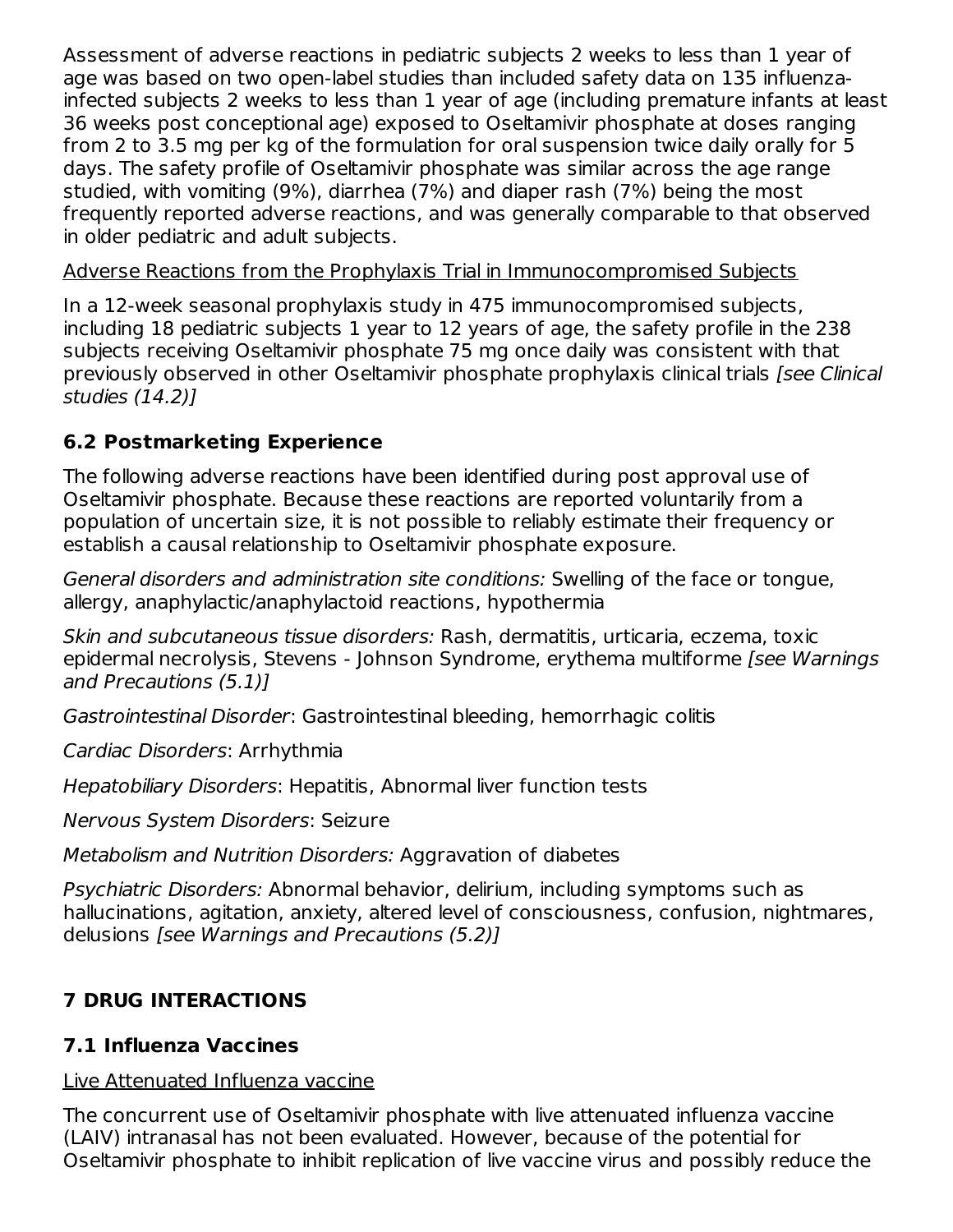Assessment of adverse reactions in pediatric subjects 2 weeks to less than 1 year of age was based on two open-label studies than included safety data on 135 influenza-infected subjects 2 weeks to less than 1 year of age (including premature infants at least 36 weeks post conceptional age) exposed to Oseltamivir phosphate at doses ranging from 2 to 3.5 mg per kg of the formulation for oral suspension twice daily orally for 5 days. The safety profile of Oseltamivir phosphate was similar across the age range studied, with vomiting (9%), diarrhea (7%) and diaper rash (7%) being the most frequently reported adverse reactions, and was generally comparable to that observed in older pediatric and adult subjects.

Adverse Reactions from the Prophylaxis Trial in Immunocompromised Subjects

In a 12-week seasonal prophylaxis study in 475 immunocompromised subjects, including 18 pediatric subjects 1 year to 12 years of age, the safety profile in the 238 subjects receiving Oseltamivir phosphate 75 mg once daily was consistent with that previously observed in other Oseltamivir phosphate prophylaxis clinical trials *[see Clinical studies (14.2)]*

### 6.2 Postmarketing Experience

The following adverse reactions have been identified during post approval use of Oseltamivir phosphate. Because these reactions are reported voluntarily from a population of uncertain size, it is not possible to reliably estimate their frequency or establish a causal relationship to Oseltamivir phosphate exposure.

*General disorders and administration site conditions:* Swelling of the face or tongue, allergy, anaphylactic/anaphylactoid reactions, hypothermia

*Skin and subcutaneous tissue disorders:* Rash, dermatitis, urticaria, eczema, toxic epidermal necrolysis, Stevens - Johnson Syndrome, erythema multiforme *[see Warnings and Precautions (5.1)]*

*Gastrointestinal Disorder*: Gastrointestinal bleeding, hemorrhagic colitis

*Cardiac Disorders*: Arrhythmia

*Hepatobiliary Disorders*: Hepatitis, Abnormal liver function tests

*Nervous System Disorders*: Seizure

*Metabolism and Nutrition Disorders:* Aggravation of diabetes

*Psychiatric Disorders:* Abnormal behavior, delirium, including symptoms such as hallucinations, agitation, anxiety, altered level of consciousness, confusion, nightmares, delusions *[see Warnings and Precautions (5.2)]*

## 7 DRUG INTERACTIONS

### 7.1 Influenza Vaccines

Live Attenuated Influenza vaccine

The concurrent use of Oseltamivir phosphate with live attenuated influenza vaccine (LAIV) intranasal has not been evaluated. However, because of the potential for Oseltamivir phosphate to inhibit replication of live vaccine virus and possibly reduce the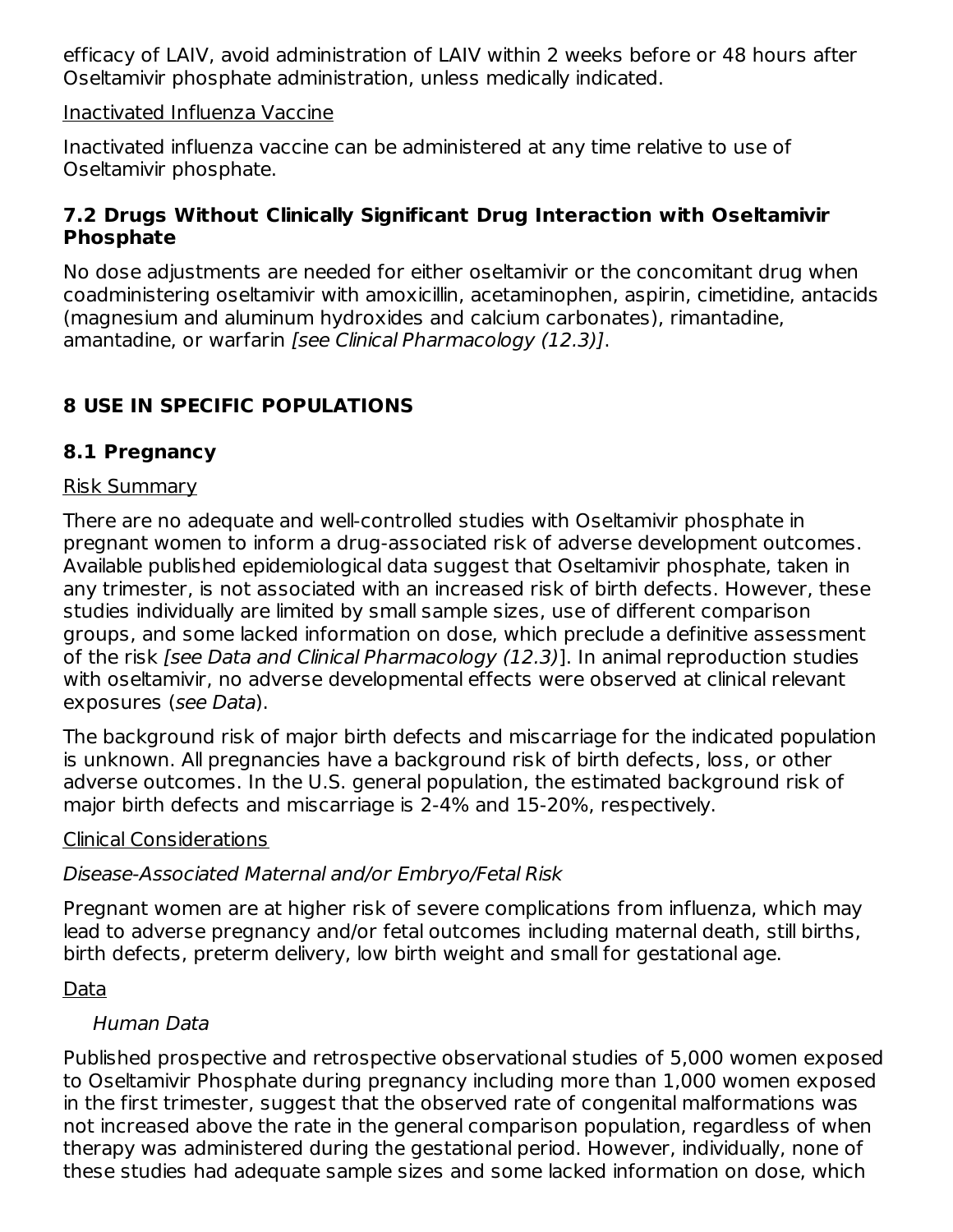efficacy of LAIV, avoid administration of LAIV within 2 weeks before or 48 hours after Oseltamivir phosphate administration, unless medically indicated.

Inactivated Influenza Vaccine

Inactivated influenza vaccine can be administered at any time relative to use of Oseltamivir phosphate.

### 7.2 Drugs Without Clinically Significant Drug Interaction with Oseltamivir Phosphate

No dose adjustments are needed for either oseltamivir or the concomitant drug when coadministering oseltamivir with amoxicillin, acetaminophen, aspirin, cimetidine, antacids (magnesium and aluminum hydroxides and calcium carbonates), rimantadine, amantadine, or warfarin *[see Clinical Pharmacology (12.3)]*.

## 8 USE IN SPECIFIC POPULATIONS

### 8.1 Pregnancy

Risk Summary

There are no adequate and well-controlled studies with Oseltamivir phosphate in pregnant women to inform a drug-associated risk of adverse development outcomes. Available published epidemiological data suggest that Oseltamivir phosphate, taken in any trimester, is not associated with an increased risk of birth defects. However, these studies individually are limited by small sample sizes, use of different comparison groups, and some lacked information on dose, which preclude a definitive assessment of the risk *[see Data and Clinical Pharmacology (12.3)*]. In animal reproduction studies with oseltamivir, no adverse developmental effects were observed at clinical relevant exposures (*see Data*).

The background risk of major birth defects and miscarriage for the indicated population is unknown. All pregnancies have a background risk of birth defects, loss, or other adverse outcomes. In the U.S. general population, the estimated background risk of major birth defects and miscarriage is 2-4% and 15-20%, respectively.

Clinical Considerations

*Disease-Associated Maternal and/or Embryo/Fetal Risk*

Pregnant women are at higher risk of severe complications from influenza, which may lead to adverse pregnancy and/or fetal outcomes including maternal death, still births, birth defects, preterm delivery, low birth weight and small for gestational age.

Data

*Human Data*

Published prospective and retrospective observational studies of 5,000 women exposed to Oseltamivir Phosphate during pregnancy including more than 1,000 women exposed in the first trimester, suggest that the observed rate of congenital malformations was not increased above the rate in the general comparison population, regardless of when therapy was administered during the gestational period. However, individually, none of these studies had adequate sample sizes and some lacked information on dose, which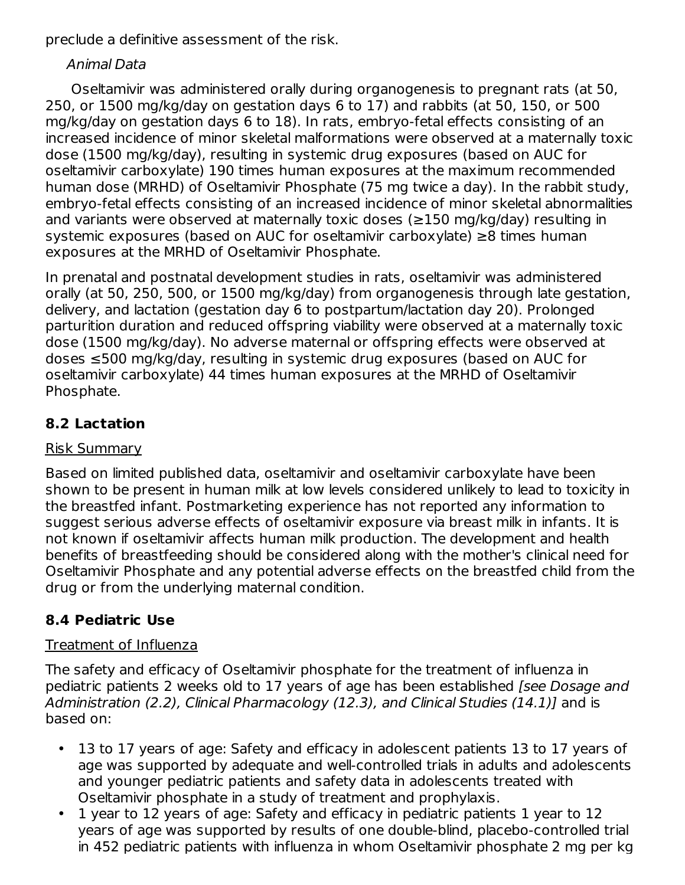preclude a definitive assessment of the risk.

*Animal Data*

Oseltamivir was administered orally during organogenesis to pregnant rats (at 50, 250, or 1500 mg/kg/day on gestation days 6 to 17) and rabbits (at 50, 150, or 500 mg/kg/day on gestation days 6 to 18). In rats, embryo-fetal effects consisting of an increased incidence of minor skeletal malformations were observed at a maternally toxic dose (1500 mg/kg/day), resulting in systemic drug exposures (based on AUC for oseltamivir carboxylate) 190 times human exposures at the maximum recommended human dose (MRHD) of Oseltamivir Phosphate (75 mg twice a day). In the rabbit study, embryo-fetal effects consisting of an increased incidence of minor skeletal abnormalities and variants were observed at maternally toxic doses (≥150 mg/kg/day) resulting in systemic exposures (based on AUC for oseltamivir carboxylate) ≥8 times human exposures at the MRHD of Oseltamivir Phosphate.

In prenatal and postnatal development studies in rats, oseltamivir was administered orally (at 50, 250, 500, or 1500 mg/kg/day) from organogenesis through late gestation, delivery, and lactation (gestation day 6 to postpartum/lactation day 20). Prolonged parturition duration and reduced offspring viability were observed at a maternally toxic dose (1500 mg/kg/day). No adverse maternal or offspring effects were observed at doses ≤500 mg/kg/day, resulting in systemic drug exposures (based on AUC for oseltamivir carboxylate) 44 times human exposures at the MRHD of Oseltamivir Phosphate.

## 8.2 Lactation

Risk Summary

Based on limited published data, oseltamivir and oseltamivir carboxylate have been shown to be present in human milk at low levels considered unlikely to lead to toxicity in the breastfed infant. Postmarketing experience has not reported any information to suggest serious adverse effects of oseltamivir exposure via breast milk in infants. It is not known if oseltamivir affects human milk production. The development and health benefits of breastfeeding should be considered along with the mother's clinical need for Oseltamivir Phosphate and any potential adverse effects on the breastfed child from the drug or from the underlying maternal condition.

## 8.4 Pediatric Use

Treatment of Influenza

The safety and efficacy of Oseltamivir phosphate for the treatment of influenza in pediatric patients 2 weeks old to 17 years of age has been established *[see Dosage and Administration (2.2), Clinical Pharmacology (12.3), and Clinical Studies (14.1)]* and is based on:

- 13 to 17 years of age: Safety and efficacy in adolescent patients 13 to 17 years of age was supported by adequate and well-controlled trials in adults and adolescents and younger pediatric patients and safety data in adolescents treated with Oseltamivir phosphate in a study of treatment and prophylaxis.
- 1 year to 12 years of age: Safety and efficacy in pediatric patients 1 year to 12 years of age was supported by results of one double-blind, placebo-controlled trial in 452 pediatric patients with influenza in whom Oseltamivir phosphate 2 mg per kg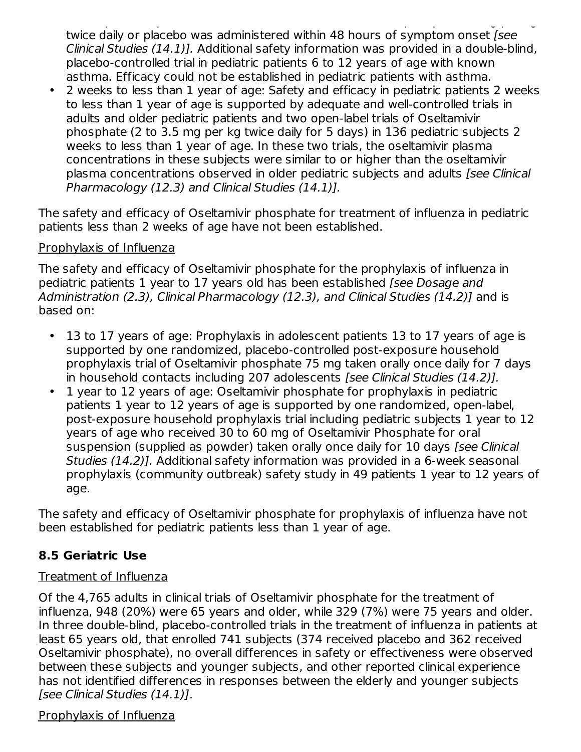twice daily or placebo was administered within 48 hours of symptom onset *[see Clinical Studies (14.1)].* Additional safety information was provided in a double-blind, placebo-controlled trial in pediatric patients 6 to 12 years of age with known asthma. Efficacy could not be established in pediatric patients with asthma.
- 2 weeks to less than 1 year of age: Safety and efficacy in pediatric patients 2 weeks to less than 1 year of age is supported by adequate and well-controlled trials in adults and older pediatric patients and two open-label trials of Oseltamivir phosphate (2 to 3.5 mg per kg twice daily for 5 days) in 136 pediatric subjects 2 weeks to less than 1 year of age. In these two trials, the oseltamivir plasma concentrations in these subjects were similar to or higher than the oseltamivir plasma concentrations observed in older pediatric subjects and adults *[see Clinical Pharmacology (12.3) and Clinical Studies (14.1)].*

The safety and efficacy of Oseltamivir phosphate for treatment of influenza in pediatric patients less than 2 weeks of age have not been established.

Prophylaxis of Influenza

The safety and efficacy of Oseltamivir phosphate for the prophylaxis of influenza in pediatric patients 1 year to 17 years old has been established *[see Dosage and Administration (2.3), Clinical Pharmacology (12.3), and Clinical Studies (14.2)]* and is based on:

- 13 to 17 years of age: Prophylaxis in adolescent patients 13 to 17 years of age is supported by one randomized, placebo-controlled post-exposure household prophylaxis trial of Oseltamivir phosphate 75 mg taken orally once daily for 7 days in household contacts including 207 adolescents *[see Clinical Studies (14.2)].*
- 1 year to 12 years of age: Oseltamivir phosphate for prophylaxis in pediatric patients 1 year to 12 years of age is supported by one randomized, open-label, post-exposure household prophylaxis trial including pediatric subjects 1 year to 12 years of age who received 30 to 60 mg of Oseltamivir Phosphate for oral suspension (supplied as powder) taken orally once daily for 10 days *[see Clinical Studies (14.2)].* Additional safety information was provided in a 6-week seasonal prophylaxis (community outbreak) safety study in 49 patients 1 year to 12 years of age.

The safety and efficacy of Oseltamivir phosphate for prophylaxis of influenza have not been established for pediatric patients less than 1 year of age.

### 8.5 Geriatric Use

Treatment of Influenza

Of the 4,765 adults in clinical trials of Oseltamivir phosphate for the treatment of influenza, 948 (20%) were 65 years and older, while 329 (7%) were 75 years and older. In three double-blind, placebo-controlled trials in the treatment of influenza in patients at least 65 years old, that enrolled 741 subjects (374 received placebo and 362 received Oseltamivir phosphate), no overall differences in safety or effectiveness were observed between these subjects and younger subjects, and other reported clinical experience has not identified differences in responses between the elderly and younger subjects *[see Clinical Studies (14.1)]*.

Prophylaxis of Influenza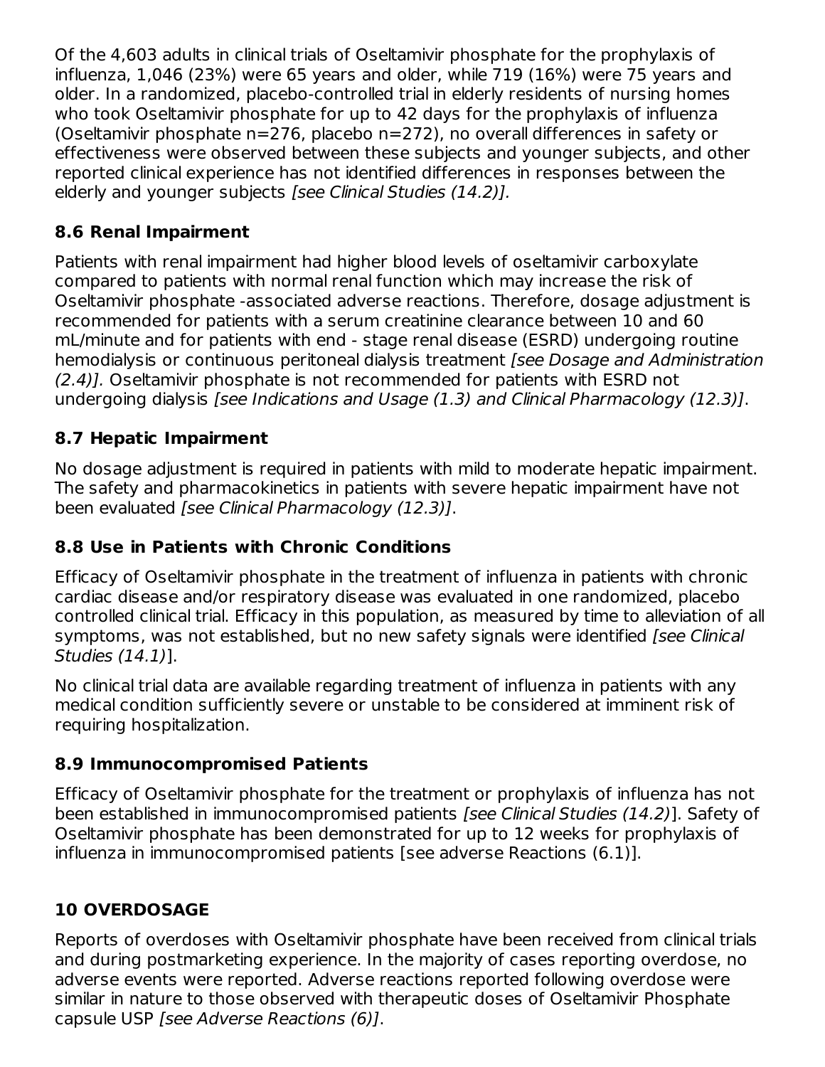Of the 4,603 adults in clinical trials of Oseltamivir phosphate for the prophylaxis of influenza, 1,046 (23%) were 65 years and older, while 719 (16%) were 75 years and older. In a randomized, placebo-controlled trial in elderly residents of nursing homes who took Oseltamivir phosphate for up to 42 days for the prophylaxis of influenza (Oseltamivir phosphate n=276, placebo n=272), no overall differences in safety or effectiveness were observed between these subjects and younger subjects, and other reported clinical experience has not identified differences in responses between the elderly and younger subjects *[see Clinical Studies (14.2)].*

### 8.6 Renal Impairment

Patients with renal impairment had higher blood levels of oseltamivir carboxylate compared to patients with normal renal function which may increase the risk of Oseltamivir phosphate -associated adverse reactions. Therefore, dosage adjustment is recommended for patients with a serum creatinine clearance between 10 and 60 mL/minute and for patients with end - stage renal disease (ESRD) undergoing routine hemodialysis or continuous peritoneal dialysis treatment *[see Dosage and Administration (2.4)].* Oseltamivir phosphate is not recommended for patients with ESRD not undergoing dialysis *[see Indications and Usage (1.3) and Clinical Pharmacology (12.3)]*.

### 8.7 Hepatic Impairment

No dosage adjustment is required in patients with mild to moderate hepatic impairment. The safety and pharmacokinetics in patients with severe hepatic impairment have not been evaluated *[see Clinical Pharmacology (12.3)]*.

### 8.8 Use in Patients with Chronic Conditions

Efficacy of Oseltamivir phosphate in the treatment of influenza in patients with chronic cardiac disease and/or respiratory disease was evaluated in one randomized, placebo controlled clinical trial. Efficacy in this population, as measured by time to alleviation of all symptoms, was not established, but no new safety signals were identified *[see Clinical Studies (14.1)*].

No clinical trial data are available regarding treatment of influenza in patients with any medical condition sufficiently severe or unstable to be considered at imminent risk of requiring hospitalization.

### 8.9 Immunocompromised Patients

Efficacy of Oseltamivir phosphate for the treatment or prophylaxis of influenza has not been established in immunocompromised patients *[see Clinical Studies (14.2)*]. Safety of Oseltamivir phosphate has been demonstrated for up to 12 weeks for prophylaxis of influenza in immunocompromised patients [see adverse Reactions (6.1)].

## 10 OVERDOSAGE

Reports of overdoses with Oseltamivir phosphate have been received from clinical trials and during postmarketing experience. In the majority of cases reporting overdose, no adverse events were reported. Adverse reactions reported following overdose were similar in nature to those observed with therapeutic doses of Oseltamivir Phosphate capsule USP *[see Adverse Reactions (6)]*.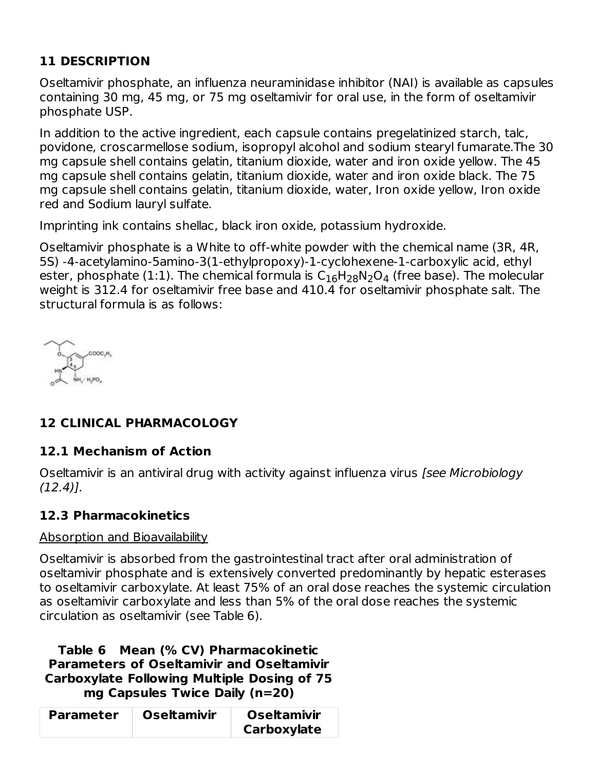## 11 DESCRIPTION

Oseltamivir phosphate, an influenza neuraminidase inhibitor (NAI) is available as capsules containing 30 mg, 45 mg, or 75 mg oseltamivir for oral use, in the form of oseltamivir phosphate USP.

In addition to the active ingredient, each capsule contains pregelatinized starch, talc, povidone, croscarmellose sodium, isopropyl alcohol and sodium stearyl fumarate.The 30 mg capsule shell contains gelatin, titanium dioxide, water and iron oxide yellow. The 45 mg capsule shell contains gelatin, titanium dioxide, water and iron oxide black. The 75 mg capsule shell contains gelatin, titanium dioxide, water, Iron oxide yellow, Iron oxide red and Sodium lauryl sulfate.

Imprinting ink contains shellac, black iron oxide, potassium hydroxide.

Oseltamivir phosphate is a White to off-white powder with the chemical name (3R, 4R, 5S) -4-acetylamino-5amino-3(1-ethylpropoxy)-1-cyclohexene-1-carboxylic acid, ethyl ester, phosphate (1:1). The chemical formula is $C_{16}H_{28}N_2O_4$ (free base). The molecular weight is 312.4 for oseltamivir free base and 410.4 for oseltamivir phosphate salt. The structural formula is as follows:

## 12 CLINICAL PHARMACOLOGY

### 12.1 Mechanism of Action

Oseltamivir is an antiviral drug with activity against influenza virus *[see Microbiology (12.4)].*

### 12.3 Pharmacokinetics

Absorption and Bioavailability

Oseltamivir is absorbed from the gastrointestinal tract after oral administration of oseltamivir phosphate and is extensively converted predominantly by hepatic esterases to oseltamivir carboxylate. At least 75% of an oral dose reaches the systemic circulation as oseltamivir carboxylate and less than 5% of the oral dose reaches the systemic circulation as oseltamivir (see Table 6).

**Table 6 Mean (% CV) Pharmacokinetic Parameters of Oseltamivir and Oseltamivir Carboxylate Following Multiple Dosing of 75 mg Capsules Twice Daily (n=20)**

| Parameter | Oseltamivir | Oseltamivir Carboxylate |
|---|---|---|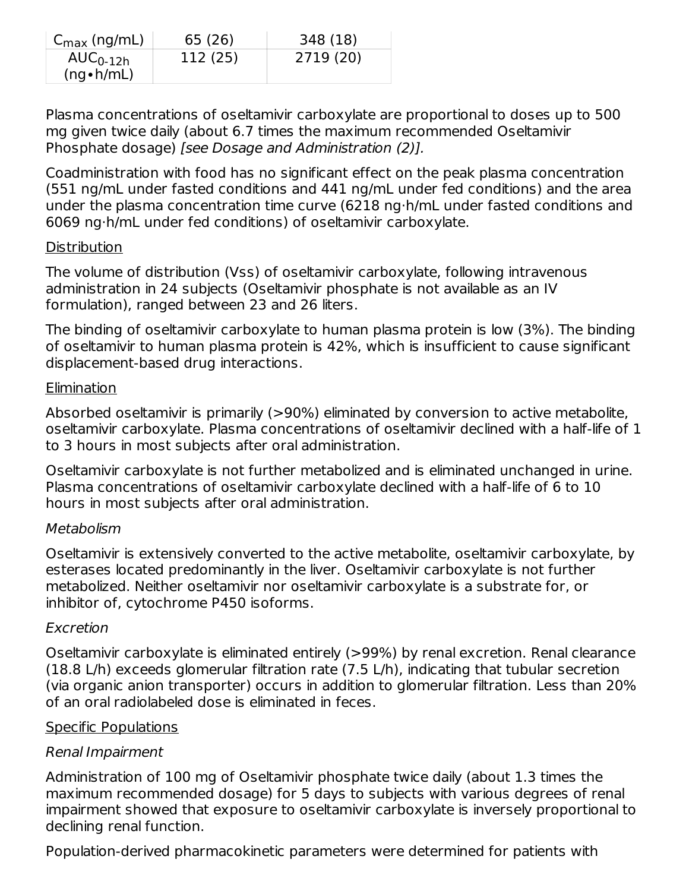| $C_{max}$ (ng/mL) | 65 (26) | 348 (18) |
| --- | --- | --- |
| $AUC_{0-12h}$ (ng•h/mL) | 112 (25) | 2719 (20) |

Plasma concentrations of oseltamivir carboxylate are proportional to doses up to 500 mg given twice daily (about 6.7 times the maximum recommended Oseltamivir Phosphate dosage) *[see Dosage and Administration (2)].*

Coadministration with food has no significant effect on the peak plasma concentration (551 ng/mL under fasted conditions and 441 ng/mL under fed conditions) and the area under the plasma concentration time curve (6218 ng·h/mL under fasted conditions and 6069 ng·h/mL under fed conditions) of oseltamivir carboxylate.

Distribution

The volume of distribution (Vss) of oseltamivir carboxylate, following intravenous administration in 24 subjects (Oseltamivir phosphate is not available as an IV formulation), ranged between 23 and 26 liters.

The binding of oseltamivir carboxylate to human plasma protein is low (3%). The binding of oseltamivir to human plasma protein is 42%, which is insufficient to cause significant displacement-based drug interactions.

Elimination

Absorbed oseltamivir is primarily (>90%) eliminated by conversion to active metabolite, oseltamivir carboxylate. Plasma concentrations of oseltamivir declined with a half-life of 1 to 3 hours in most subjects after oral administration.

Oseltamivir carboxylate is not further metabolized and is eliminated unchanged in urine. Plasma concentrations of oseltamivir carboxylate declined with a half-life of 6 to 10 hours in most subjects after oral administration.

*Metabolism*

Oseltamivir is extensively converted to the active metabolite, oseltamivir carboxylate, by esterases located predominantly in the liver. Oseltamivir carboxylate is not further metabolized. Neither oseltamivir nor oseltamivir carboxylate is a substrate for, or inhibitor of, cytochrome P450 isoforms.

*Excretion*

Oseltamivir carboxylate is eliminated entirely (>99%) by renal excretion. Renal clearance (18.8 L/h) exceeds glomerular filtration rate (7.5 L/h), indicating that tubular secretion (via organic anion transporter) occurs in addition to glomerular filtration. Less than 20% of an oral radiolabeled dose is eliminated in feces.

Specific Populations

*Renal Impairment*

Administration of 100 mg of Oseltamivir phosphate twice daily (about 1.3 times the maximum recommended dosage) for 5 days to subjects with various degrees of renal impairment showed that exposure to oseltamivir carboxylate is inversely proportional to declining renal function.

Population-derived pharmacokinetic parameters were determined for patients with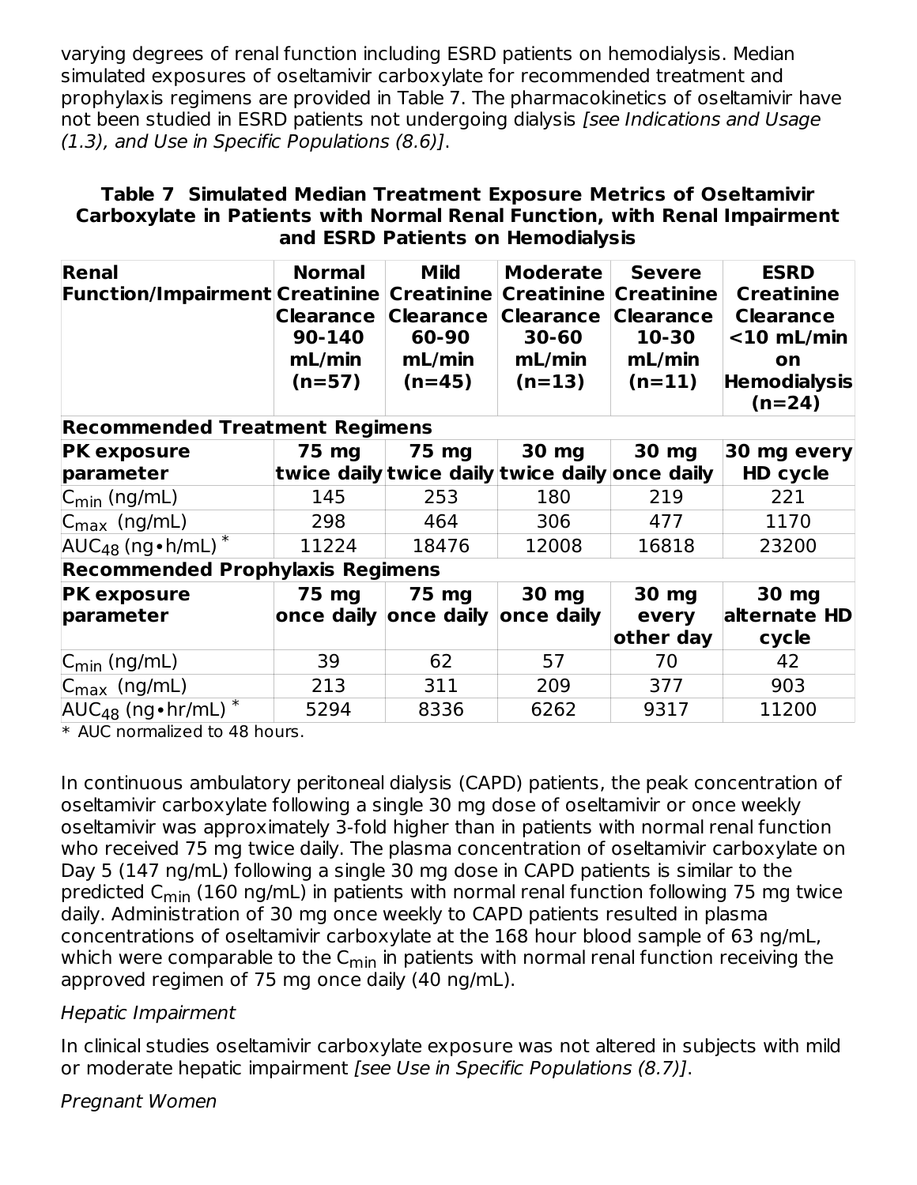varying degrees of renal function including ESRD patients on hemodialysis. Median simulated exposures of oseltamivir carboxylate for recommended treatment and prophylaxis regimens are provided in Table 7. The pharmacokinetics of oseltamivir have not been studied in ESRD patients not undergoing dialysis *[see Indications and Usage (1.3), and Use in Specific Populations (8.6)]*.

**Table 7 Simulated Median Treatment Exposure Metrics of Oseltamivir Carboxylate in Patients with Normal Renal Function, with Renal Impairment and ESRD Patients on Hemodialysis**

| Renal Function/Impairment | Normal Creatinine Clearance 90-140 mL/min (n=57) | Mild Creatinine Clearance 60-90 mL/min (n=45) | Moderate Creatinine Clearance 30-60 mL/min (n=13) | Severe Creatinine Clearance 10-30 mL/min (n=11) | ESRD Creatinine Clearance <10 mL/min on Hemodialysis (n=24) |
|---|---|---|---|---|---|
| **Recommended Treatment Regimens** | | | | | |
| **PK exposure parameter** | **75 mg twice daily** | **75 mg twice daily** | **30 mg twice daily** | **30 mg once daily** | **30 mg every HD cycle** |
| $C_{min}$ (ng/mL) | 145 | 253 | 180 | 219 | 221 |
| $C_{max}$ (ng/mL) | 298 | 464 | 306 | 477 | 1170 |
| $AUC_{48}$ (ng•h/mL) * | 11224 | 18476 | 12008 | 16818 | 23200 |
| **Recommended Prophylaxis Regimens** | | | | | |
| **PK exposure parameter** | **75 mg once daily** | **75 mg once daily** | **30 mg once daily** | **30 mg every other day** | **30 mg alternate HD cycle** |
| $C_{min}$ (ng/mL) | 39 | 62 | 57 | 70 | 42 |
| $C_{max}$ (ng/mL) | 213 | 311 | 209 | 377 | 903 |
| $AUC_{48}$ (ng•hr/mL) * | 5294 | 8336 | 6262 | 9317 | 11200 |

\* AUC normalized to 48 hours.

In continuous ambulatory peritoneal dialysis (CAPD) patients, the peak concentration of oseltamivir carboxylate following a single 30 mg dose of oseltamivir or once weekly oseltamivir was approximately 3-fold higher than in patients with normal renal function who received 75 mg twice daily. The plasma concentration of oseltamivir carboxylate on Day 5 (147 ng/mL) following a single 30 mg dose in CAPD patients is similar to the predicted $C_{min}$ (160 ng/mL) in patients with normal renal function following 75 mg twice daily. Administration of 30 mg once weekly to CAPD patients resulted in plasma concentrations of oseltamivir carboxylate at the 168 hour blood sample of 63 ng/mL, which were comparable to the $C_{min}$ in patients with normal renal function receiving the approved regimen of 75 mg once daily (40 ng/mL).

*Hepatic Impairment*

In clinical studies oseltamivir carboxylate exposure was not altered in subjects with mild or moderate hepatic impairment *[see Use in Specific Populations (8.7)]*.

*Pregnant Women*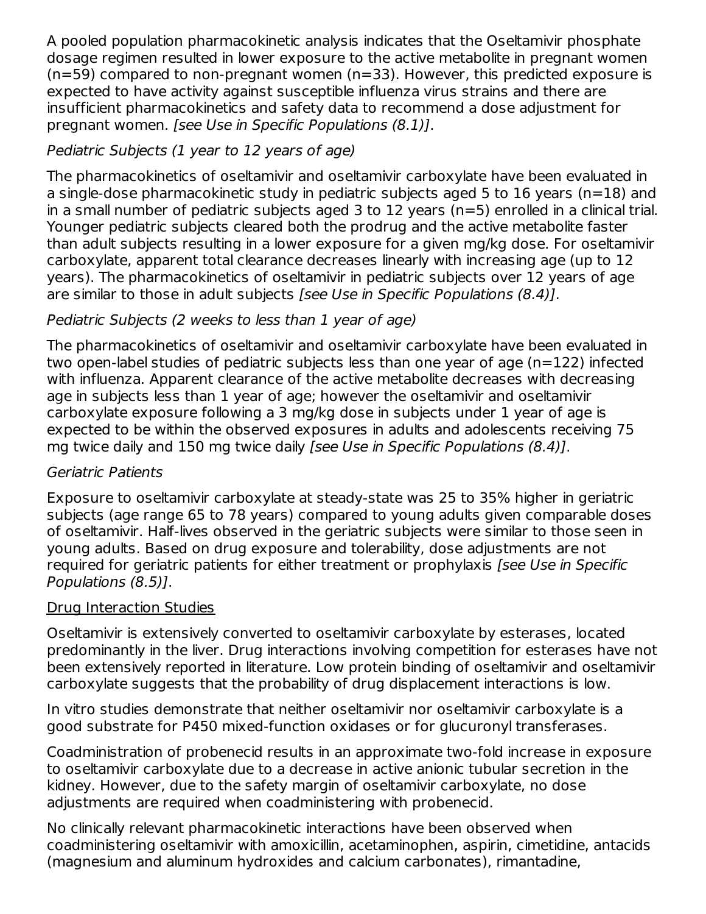A pooled population pharmacokinetic analysis indicates that the Oseltamivir phosphate dosage regimen resulted in lower exposure to the active metabolite in pregnant women (n=59) compared to non-pregnant women (n=33). However, this predicted exposure is expected to have activity against susceptible influenza virus strains and there are insufficient pharmacokinetics and safety data to recommend a dose adjustment for pregnant women. *[see Use in Specific Populations (8.1)]*.

*Pediatric Subjects (1 year to 12 years of age)*

The pharmacokinetics of oseltamivir and oseltamivir carboxylate have been evaluated in a single-dose pharmacokinetic study in pediatric subjects aged 5 to 16 years (n=18) and in a small number of pediatric subjects aged 3 to 12 years (n=5) enrolled in a clinical trial. Younger pediatric subjects cleared both the prodrug and the active metabolite faster than adult subjects resulting in a lower exposure for a given mg/kg dose. For oseltamivir carboxylate, apparent total clearance decreases linearly with increasing age (up to 12 years). The pharmacokinetics of oseltamivir in pediatric subjects over 12 years of age are similar to those in adult subjects *[see Use in Specific Populations (8.4)]*.

*Pediatric Subjects (2 weeks to less than 1 year of age)*

The pharmacokinetics of oseltamivir and oseltamivir carboxylate have been evaluated in two open-label studies of pediatric subjects less than one year of age (n=122) infected with influenza. Apparent clearance of the active metabolite decreases with decreasing age in subjects less than 1 year of age; however the oseltamivir and oseltamivir carboxylate exposure following a 3 mg/kg dose in subjects under 1 year of age is expected to be within the observed exposures in adults and adolescents receiving 75 mg twice daily and 150 mg twice daily *[see Use in Specific Populations (8.4)]*.

*Geriatric Patients*

Exposure to oseltamivir carboxylate at steady-state was 25 to 35% higher in geriatric subjects (age range 65 to 78 years) compared to young adults given comparable doses of oseltamivir. Half-lives observed in the geriatric subjects were similar to those seen in young adults. Based on drug exposure and tolerability, dose adjustments are not required for geriatric patients for either treatment or prophylaxis *[see Use in Specific Populations (8.5)]*.

Drug Interaction Studies

Oseltamivir is extensively converted to oseltamivir carboxylate by esterases, located predominantly in the liver. Drug interactions involving competition for esterases have not been extensively reported in literature. Low protein binding of oseltamivir and oseltamivir carboxylate suggests that the probability of drug displacement interactions is low.

In vitro studies demonstrate that neither oseltamivir nor oseltamivir carboxylate is a good substrate for P450 mixed-function oxidases or for glucuronyl transferases.

Coadministration of probenecid results in an approximate two-fold increase in exposure to oseltamivir carboxylate due to a decrease in active anionic tubular secretion in the kidney. However, due to the safety margin of oseltamivir carboxylate, no dose adjustments are required when coadministering with probenecid.

No clinically relevant pharmacokinetic interactions have been observed when coadministering oseltamivir with amoxicillin, acetaminophen, aspirin, cimetidine, antacids (magnesium and aluminum hydroxides and calcium carbonates), rimantadine,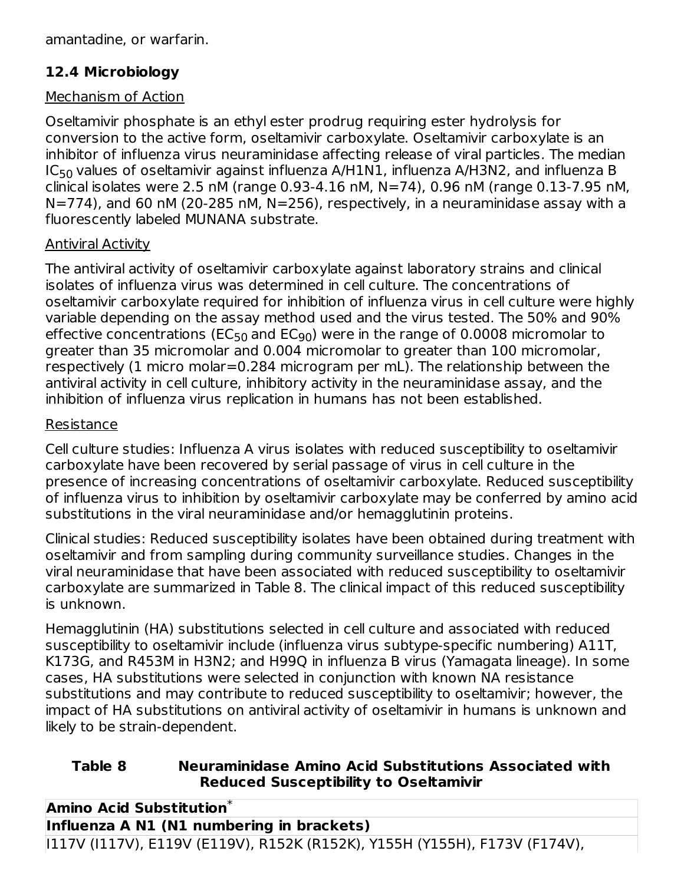amantadine, or warfarin.

### 12.4 Microbiology

Mechanism of Action

Oseltamivir phosphate is an ethyl ester prodrug requiring ester hydrolysis for conversion to the active form, oseltamivir carboxylate. Oseltamivir carboxylate is an inhibitor of influenza virus neuraminidase affecting release of viral particles. The median $IC_{50}$ values of oseltamivir against influenza A/H1N1, influenza A/H3N2, and influenza B clinical isolates were 2.5 nM (range 0.93-4.16 nM, N=74), 0.96 nM (range 0.13-7.95 nM, N=774), and 60 nM (20-285 nM, N=256), respectively, in a neuraminidase assay with a fluorescently labeled MUNANA substrate.

Antiviral Activity

The antiviral activity of oseltamivir carboxylate against laboratory strains and clinical isolates of influenza virus was determined in cell culture. The concentrations of oseltamivir carboxylate required for inhibition of influenza virus in cell culture were highly variable depending on the assay method used and the virus tested. The 50% and 90% effective concentrations ($EC_{50}$ and $EC_{90}$) were in the range of 0.0008 micromolar to greater than 35 micromolar and 0.004 micromolar to greater than 100 micromolar, respectively (1 micro molar=0.284 microgram per mL). The relationship between the antiviral activity in cell culture, inhibitory activity in the neuraminidase assay, and the inhibition of influenza virus replication in humans has not been established.

Resistance

Cell culture studies: Influenza A virus isolates with reduced susceptibility to oseltamivir carboxylate have been recovered by serial passage of virus in cell culture in the presence of increasing concentrations of oseltamivir carboxylate. Reduced susceptibility of influenza virus to inhibition by oseltamivir carboxylate may be conferred by amino acid substitutions in the viral neuraminidase and/or hemagglutinin proteins.

Clinical studies: Reduced susceptibility isolates have been obtained during treatment with oseltamivir and from sampling during community surveillance studies. Changes in the viral neuraminidase that have been associated with reduced susceptibility to oseltamivir carboxylate are summarized in Table 8. The clinical impact of this reduced susceptibility is unknown.

Hemagglutinin (HA) substitutions selected in cell culture and associated with reduced susceptibility to oseltamivir include (influenza virus subtype-specific numbering) A11T, K173G, and R453M in H3N2; and H99Q in influenza B virus (Yamagata lineage). In some cases, HA substitutions were selected in conjunction with known NA resistance substitutions and may contribute to reduced susceptibility to oseltamivir; however, the impact of HA substitutions on antiviral activity of oseltamivir in humans is unknown and likely to be strain-dependent.

**Table 8 Neuraminidase Amino Acid Substitutions Associated with Reduced Susceptibility to Oseltamivir**

| **Amino Acid Substitution*** |
|---|
| **Influenza A N1 (N1 numbering in brackets)** |
| I117V (I117V), E119V (E119V), R152K (R152K), Y155H (Y155H), F173V (F174V), |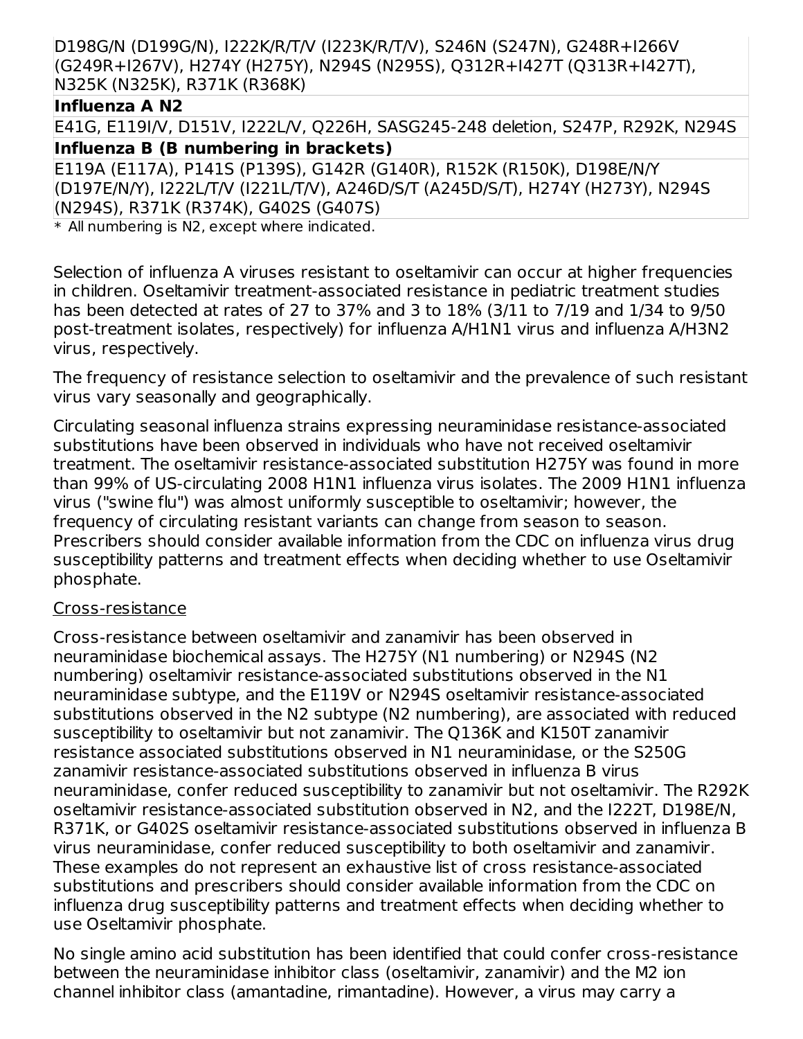| |
|---|
| D198G/N (D199G/N), I222K/R/T/V (I223K/R/T/V), S246N (S247N), G248R+I266V (G249R+I267V), H274Y (H275Y), N294S (N295S), Q312R+I427T (Q313R+I427T), N325K (N325K), R371K (R368K) |
| **Influenza A N2** |
| E41G, E119I/V, D151V, I222L/V, Q226H, SASG245-248 deletion, S247P, R292K, N294S |
| **Influenza B (B numbering in brackets)** |
| E119A (E117A), P141S (P139S), G142R (G140R), R152K (R150K), D198E/N/Y (D197E/N/Y), I222L/T/V (I221L/T/V), A246D/S/T (A245D/S/T), H274Y (H273Y), N294S (N294S), R371K (R374K), G402S (G407S) |

* All numbering is N2, except where indicated.

Selection of influenza A viruses resistant to oseltamivir can occur at higher frequencies in children. Oseltamivir treatment-associated resistance in pediatric treatment studies has been detected at rates of 27 to 37% and 3 to 18% (3/11 to 7/19 and 1/34 to 9/50 post-treatment isolates, respectively) for influenza A/H1N1 virus and influenza A/H3N2 virus, respectively.

The frequency of resistance selection to oseltamivir and the prevalence of such resistant virus vary seasonally and geographically.

Circulating seasonal influenza strains expressing neuraminidase resistance-associated substitutions have been observed in individuals who have not received oseltamivir treatment. The oseltamivir resistance-associated substitution H275Y was found in more than 99% of US-circulating 2008 H1N1 influenza virus isolates. The 2009 H1N1 influenza virus ("swine flu") was almost uniformly susceptible to oseltamivir; however, the frequency of circulating resistant variants can change from season to season. Prescribers should consider available information from the CDC on influenza virus drug susceptibility patterns and treatment effects when deciding whether to use Oseltamivir phosphate.

Cross-resistance

Cross-resistance between oseltamivir and zanamivir has been observed in neuraminidase biochemical assays. The H275Y (N1 numbering) or N294S (N2 numbering) oseltamivir resistance-associated substitutions observed in the N1 neuraminidase subtype, and the E119V or N294S oseltamivir resistance-associated substitutions observed in the N2 subtype (N2 numbering), are associated with reduced susceptibility to oseltamivir but not zanamivir. The Q136K and K150T zanamivir resistance associated substitutions observed in N1 neuraminidase, or the S250G zanamivir resistance-associated substitutions observed in influenza B virus neuraminidase, confer reduced susceptibility to zanamivir but not oseltamivir. The R292K oseltamivir resistance-associated substitution observed in N2, and the I222T, D198E/N, R371K, or G402S oseltamivir resistance-associated substitutions observed in influenza B virus neuraminidase, confer reduced susceptibility to both oseltamivir and zanamivir. These examples do not represent an exhaustive list of cross resistance-associated substitutions and prescribers should consider available information from the CDC on influenza drug susceptibility patterns and treatment effects when deciding whether to use Oseltamivir phosphate.

No single amino acid substitution has been identified that could confer cross-resistance between the neuraminidase inhibitor class (oseltamivir, zanamivir) and the M2 ion channel inhibitor class (amantadine, rimantadine). However, a virus may carry a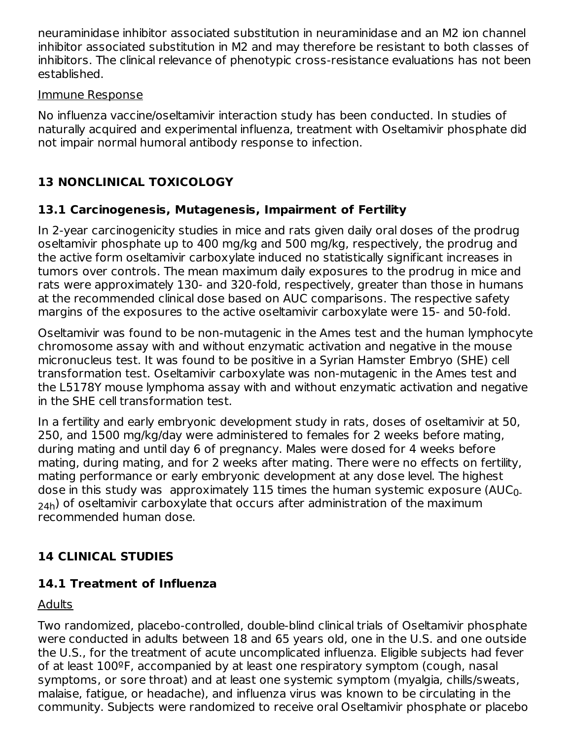neuraminidase inhibitor associated substitution in neuraminidase and an M2 ion channel inhibitor associated substitution in M2 and may therefore be resistant to both classes of inhibitors. The clinical relevance of phenotypic cross-resistance evaluations has not been established.

Immune Response

No influenza vaccine/oseltamivir interaction study has been conducted. In studies of naturally acquired and experimental influenza, treatment with Oseltamivir phosphate did not impair normal humoral antibody response to infection.

## 13 NONCLINICAL TOXICOLOGY

### 13.1 Carcinogenesis, Mutagenesis, Impairment of Fertility

In 2-year carcinogenicity studies in mice and rats given daily oral doses of the prodrug oseltamivir phosphate up to 400 mg/kg and 500 mg/kg, respectively, the prodrug and the active form oseltamivir carboxylate induced no statistically significant increases in tumors over controls. The mean maximum daily exposures to the prodrug in mice and rats were approximately 130- and 320-fold, respectively, greater than those in humans at the recommended clinical dose based on AUC comparisons. The respective safety margins of the exposures to the active oseltamivir carboxylate were 15- and 50-fold.

Oseltamivir was found to be non-mutagenic in the Ames test and the human lymphocyte chromosome assay with and without enzymatic activation and negative in the mouse micronucleus test. It was found to be positive in a Syrian Hamster Embryo (SHE) cell transformation test. Oseltamivir carboxylate was non-mutagenic in the Ames test and the L5178Y mouse lymphoma assay with and without enzymatic activation and negative in the SHE cell transformation test.

In a fertility and early embryonic development study in rats, doses of oseltamivir at 50, 250, and 1500 mg/kg/day were administered to females for 2 weeks before mating, during mating and until day 6 of pregnancy. Males were dosed for 4 weeks before mating, during mating, and for 2 weeks after mating. There were no effects on fertility, mating performance or early embryonic development at any dose level. The highest dose in this study was approximately 115 times the human systemic exposure ($AUC_{0-24h}$) of oseltamivir carboxylate that occurs after administration of the maximum recommended human dose.

## 14 CLINICAL STUDIES

### 14.1 Treatment of Influenza

Adults

Two randomized, placebo-controlled, double-blind clinical trials of Oseltamivir phosphate were conducted in adults between 18 and 65 years old, one in the U.S. and one outside the U.S., for the treatment of acute uncomplicated influenza. Eligible subjects had fever of at least 100ºF, accompanied by at least one respiratory symptom (cough, nasal symptoms, or sore throat) and at least one systemic symptom (myalgia, chills/sweats, malaise, fatigue, or headache), and influenza virus was known to be circulating in the community. Subjects were randomized to receive oral Oseltamivir phosphate or placebo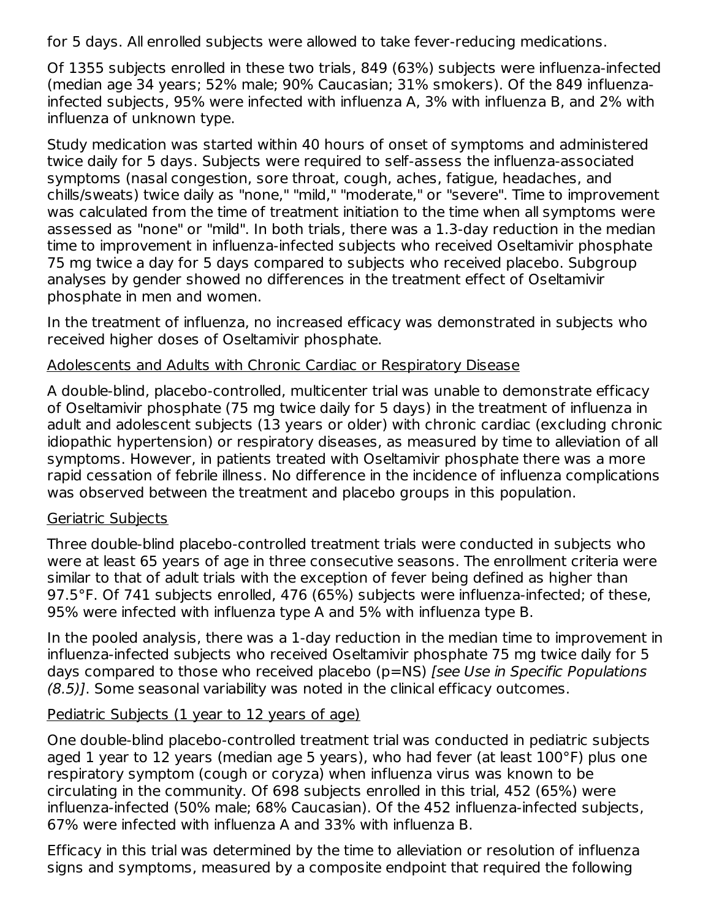for 5 days. All enrolled subjects were allowed to take fever-reducing medications.

Of 1355 subjects enrolled in these two trials, 849 (63%) subjects were influenza-infected (median age 34 years; 52% male; 90% Caucasian; 31% smokers). Of the 849 influenza-infected subjects, 95% were infected with influenza A, 3% with influenza B, and 2% with influenza of unknown type.

Study medication was started within 40 hours of onset of symptoms and administered twice daily for 5 days. Subjects were required to self-assess the influenza-associated symptoms (nasal congestion, sore throat, cough, aches, fatigue, headaches, and chills/sweats) twice daily as "none," "mild," "moderate," or "severe". Time to improvement was calculated from the time of treatment initiation to the time when all symptoms were assessed as "none" or "mild". In both trials, there was a 1.3-day reduction in the median time to improvement in influenza-infected subjects who received Oseltamivir phosphate 75 mg twice a day for 5 days compared to subjects who received placebo. Subgroup analyses by gender showed no differences in the treatment effect of Oseltamivir phosphate in men and women.

In the treatment of influenza, no increased efficacy was demonstrated in subjects who received higher doses of Oseltamivir phosphate.

Adolescents and Adults with Chronic Cardiac or Respiratory Disease

A double-blind, placebo-controlled, multicenter trial was unable to demonstrate efficacy of Oseltamivir phosphate (75 mg twice daily for 5 days) in the treatment of influenza in adult and adolescent subjects (13 years or older) with chronic cardiac (excluding chronic idiopathic hypertension) or respiratory diseases, as measured by time to alleviation of all symptoms. However, in patients treated with Oseltamivir phosphate there was a more rapid cessation of febrile illness. No difference in the incidence of influenza complications was observed between the treatment and placebo groups in this population.

Geriatric Subjects

Three double-blind placebo-controlled treatment trials were conducted in subjects who were at least 65 years of age in three consecutive seasons. The enrollment criteria were similar to that of adult trials with the exception of fever being defined as higher than 97.5°F. Of 741 subjects enrolled, 476 (65%) subjects were influenza-infected; of these, 95% were infected with influenza type A and 5% with influenza type B.

In the pooled analysis, there was a 1-day reduction in the median time to improvement in influenza-infected subjects who received Oseltamivir phosphate 75 mg twice daily for 5 days compared to those who received placebo (p=NS) *[see Use in Specific Populations (8.5)]*. Some seasonal variability was noted in the clinical efficacy outcomes.

Pediatric Subjects (1 year to 12 years of age)

One double-blind placebo-controlled treatment trial was conducted in pediatric subjects aged 1 year to 12 years (median age 5 years), who had fever (at least 100°F) plus one respiratory symptom (cough or coryza) when influenza virus was known to be circulating in the community. Of 698 subjects enrolled in this trial, 452 (65%) were influenza-infected (50% male; 68% Caucasian). Of the 452 influenza-infected subjects, 67% were infected with influenza A and 33% with influenza B.

Efficacy in this trial was determined by the time to alleviation or resolution of influenza signs and symptoms, measured by a composite endpoint that required the following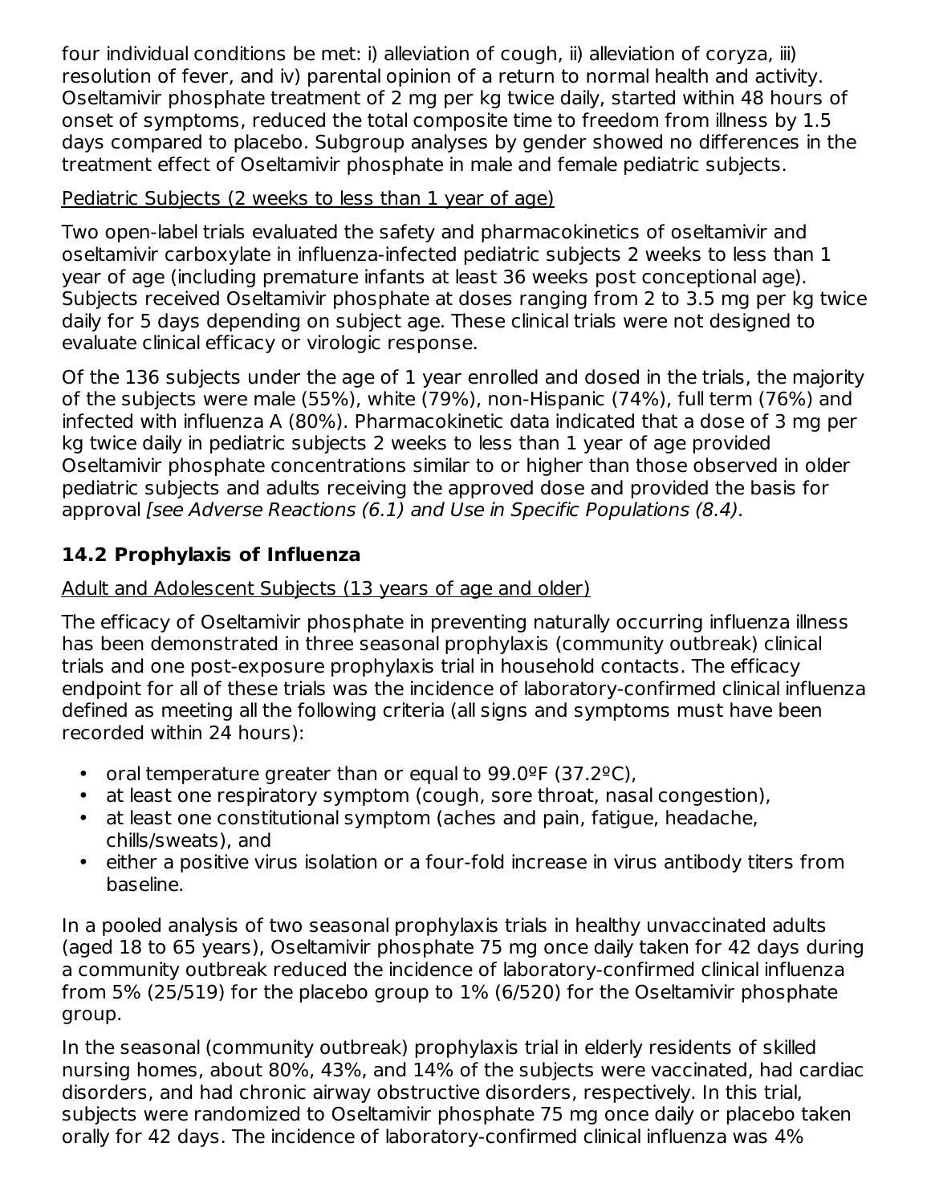four individual conditions be met: i) alleviation of cough, ii) alleviation of coryza, iii) resolution of fever, and iv) parental opinion of a return to normal health and activity. Oseltamivir phosphate treatment of 2 mg per kg twice daily, started within 48 hours of onset of symptoms, reduced the total composite time to freedom from illness by 1.5 days compared to placebo. Subgroup analyses by gender showed no differences in the treatment effect of Oseltamivir phosphate in male and female pediatric subjects.

Pediatric Subjects (2 weeks to less than 1 year of age)

Two open-label trials evaluated the safety and pharmacokinetics of oseltamivir and oseltamivir carboxylate in influenza-infected pediatric subjects 2 weeks to less than 1 year of age (including premature infants at least 36 weeks post conceptional age). Subjects received Oseltamivir phosphate at doses ranging from 2 to 3.5 mg per kg twice daily for 5 days depending on subject age. These clinical trials were not designed to evaluate clinical efficacy or virologic response.

Of the 136 subjects under the age of 1 year enrolled and dosed in the trials, the majority of the subjects were male (55%), white (79%), non-Hispanic (74%), full term (76%) and infected with influenza A (80%). Pharmacokinetic data indicated that a dose of 3 mg per kg twice daily in pediatric subjects 2 weeks to less than 1 year of age provided Oseltamivir phosphate concentrations similar to or higher than those observed in older pediatric subjects and adults receiving the approved dose and provided the basis for approval *[see Adverse Reactions (6.1) and Use in Specific Populations (8.4).*

### 14.2 Prophylaxis of Influenza

Adult and Adolescent Subjects (13 years of age and older)

The efficacy of Oseltamivir phosphate in preventing naturally occurring influenza illness has been demonstrated in three seasonal prophylaxis (community outbreak) clinical trials and one post-exposure prophylaxis trial in household contacts. The efficacy endpoint for all of these trials was the incidence of laboratory-confirmed clinical influenza defined as meeting all the following criteria (all signs and symptoms must have been recorded within 24 hours):

- oral temperature greater than or equal to 99.0ºF (37.2ºC),
- at least one respiratory symptom (cough, sore throat, nasal congestion),
- at least one constitutional symptom (aches and pain, fatigue, headache, chills/sweats), and
- either a positive virus isolation or a four-fold increase in virus antibody titers from baseline.

In a pooled analysis of two seasonal prophylaxis trials in healthy unvaccinated adults (aged 18 to 65 years), Oseltamivir phosphate 75 mg once daily taken for 42 days during a community outbreak reduced the incidence of laboratory-confirmed clinical influenza from 5% (25/519) for the placebo group to 1% (6/520) for the Oseltamivir phosphate group.

In the seasonal (community outbreak) prophylaxis trial in elderly residents of skilled nursing homes, about 80%, 43%, and 14% of the subjects were vaccinated, had cardiac disorders, and had chronic airway obstructive disorders, respectively. In this trial, subjects were randomized to Oseltamivir phosphate 75 mg once daily or placebo taken orally for 42 days. The incidence of laboratory-confirmed clinical influenza was 4%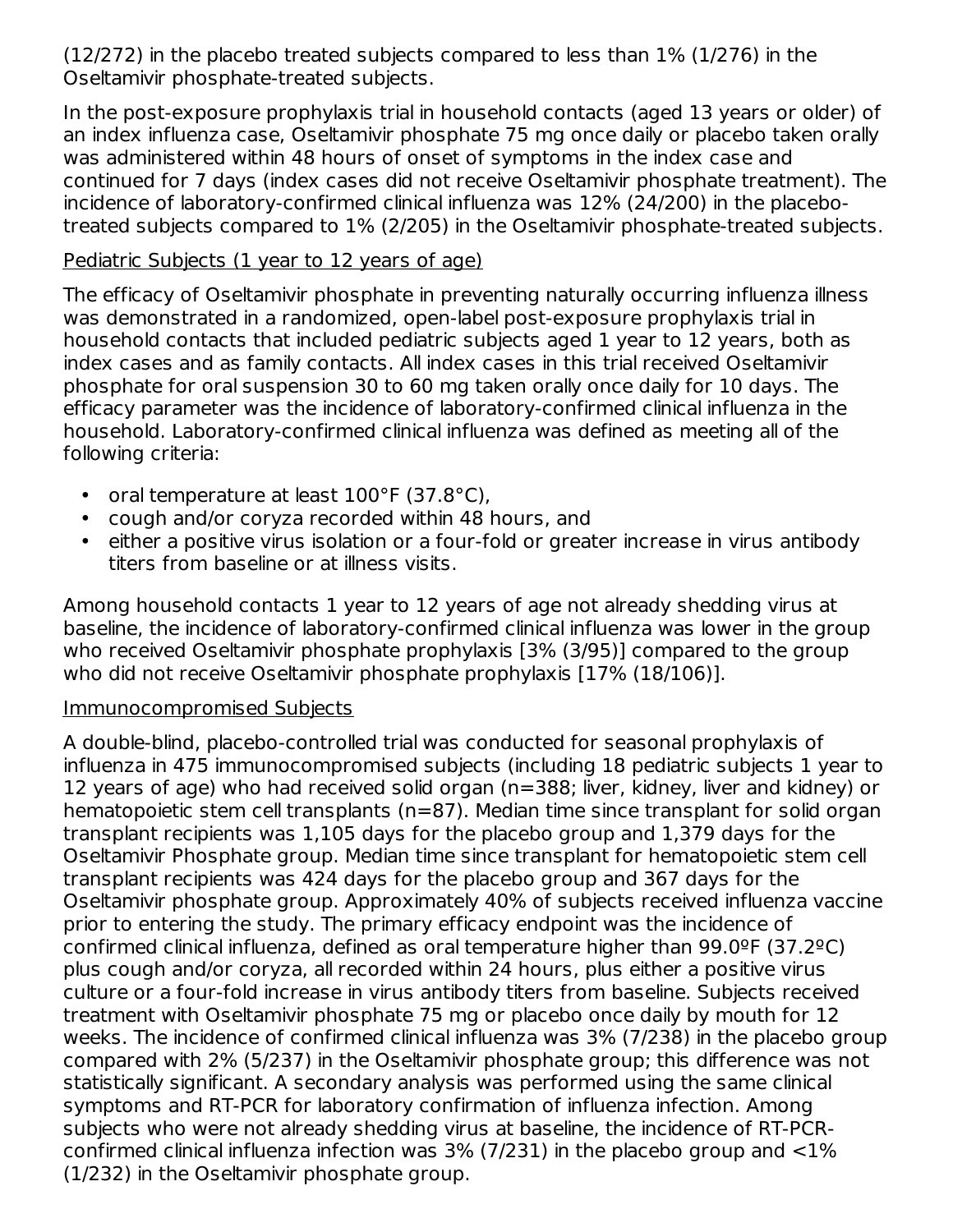(12/272) in the placebo treated subjects compared to less than 1% (1/276) in the Oseltamivir phosphate-treated subjects.

In the post-exposure prophylaxis trial in household contacts (aged 13 years or older) of an index influenza case, Oseltamivir phosphate 75 mg once daily or placebo taken orally was administered within 48 hours of onset of symptoms in the index case and continued for 7 days (index cases did not receive Oseltamivir phosphate treatment). The incidence of laboratory-confirmed clinical influenza was 12% (24/200) in the placebo-treated subjects compared to 1% (2/205) in the Oseltamivir phosphate-treated subjects.

Pediatric Subjects (1 year to 12 years of age)

The efficacy of Oseltamivir phosphate in preventing naturally occurring influenza illness was demonstrated in a randomized, open-label post-exposure prophylaxis trial in household contacts that included pediatric subjects aged 1 year to 12 years, both as index cases and as family contacts. All index cases in this trial received Oseltamivir phosphate for oral suspension 30 to 60 mg taken orally once daily for 10 days. The efficacy parameter was the incidence of laboratory-confirmed clinical influenza in the household. Laboratory-confirmed clinical influenza was defined as meeting all of the following criteria:

- oral temperature at least 100°F (37.8°C),
- cough and/or coryza recorded within 48 hours, and
- either a positive virus isolation or a four-fold or greater increase in virus antibody titers from baseline or at illness visits.

Among household contacts 1 year to 12 years of age not already shedding virus at baseline, the incidence of laboratory-confirmed clinical influenza was lower in the group who received Oseltamivir phosphate prophylaxis [3% (3/95)] compared to the group who did not receive Oseltamivir phosphate prophylaxis [17% (18/106)].

Immunocompromised Subjects

A double-blind, placebo-controlled trial was conducted for seasonal prophylaxis of influenza in 475 immunocompromised subjects (including 18 pediatric subjects 1 year to 12 years of age) who had received solid organ (n=388; liver, kidney, liver and kidney) or hematopoietic stem cell transplants (n=87). Median time since transplant for solid organ transplant recipients was 1,105 days for the placebo group and 1,379 days for the Oseltamivir Phosphate group. Median time since transplant for hematopoietic stem cell transplant recipients was 424 days for the placebo group and 367 days for the Oseltamivir phosphate group. Approximately 40% of subjects received influenza vaccine prior to entering the study. The primary efficacy endpoint was the incidence of confirmed clinical influenza, defined as oral temperature higher than 99.0ºF (37.2ºC) plus cough and/or coryza, all recorded within 24 hours, plus either a positive virus culture or a four-fold increase in virus antibody titers from baseline. Subjects received treatment with Oseltamivir phosphate 75 mg or placebo once daily by mouth for 12 weeks. The incidence of confirmed clinical influenza was 3% (7/238) in the placebo group compared with 2% (5/237) in the Oseltamivir phosphate group; this difference was not statistically significant. A secondary analysis was performed using the same clinical symptoms and RT-PCR for laboratory confirmation of influenza infection. Among subjects who were not already shedding virus at baseline, the incidence of RT-PCR-confirmed clinical influenza infection was 3% (7/231) in the placebo group and <1% (1/232) in the Oseltamivir phosphate group.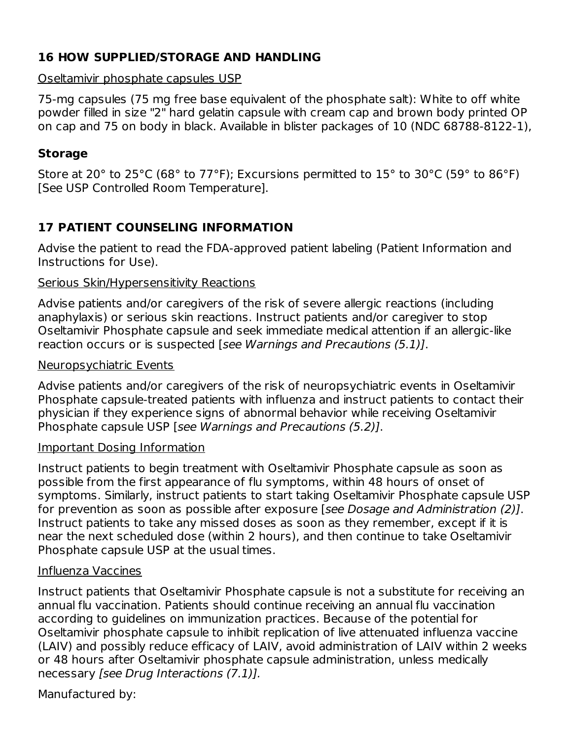## 16 HOW SUPPLIED/STORAGE AND HANDLING

Oseltamivir phosphate capsules USP

75-mg capsules (75 mg free base equivalent of the phosphate salt): White to off white powder filled in size "2" hard gelatin capsule with cream cap and brown body printed OP on cap and 75 on body in black. Available in blister packages of 10 (NDC 68788-8122-1),

### Storage

Store at 20° to 25°C (68° to 77°F); Excursions permitted to 15° to 30°C (59° to 86°F) [See USP Controlled Room Temperature].

## 17 PATIENT COUNSELING INFORMATION

Advise the patient to read the FDA-approved patient labeling (Patient Information and Instructions for Use).

Serious Skin/Hypersensitivity Reactions

Advise patients and/or caregivers of the risk of severe allergic reactions (including anaphylaxis) or serious skin reactions. Instruct patients and/or caregiver to stop Oseltamivir Phosphate capsule and seek immediate medical attention if an allergic-like reaction occurs or is suspected [*see Warnings and Precautions (5.1)]*.

Neuropsychiatric Events

Advise patients and/or caregivers of the risk of neuropsychiatric events in Oseltamivir Phosphate capsule-treated patients with influenza and instruct patients to contact their physician if they experience signs of abnormal behavior while receiving Oseltamivir Phosphate capsule USP [*see Warnings and Precautions (5.2)]*.

Important Dosing Information

Instruct patients to begin treatment with Oseltamivir Phosphate capsule as soon as possible from the first appearance of flu symptoms, within 48 hours of onset of symptoms. Similarly, instruct patients to start taking Oseltamivir Phosphate capsule USP for prevention as soon as possible after exposure [*see Dosage and Administration (2)]*. Instruct patients to take any missed doses as soon as they remember, except if it is near the next scheduled dose (within 2 hours), and then continue to take Oseltamivir Phosphate capsule USP at the usual times.

Influenza Vaccines

Instruct patients that Oseltamivir Phosphate capsule is not a substitute for receiving an annual flu vaccination. Patients should continue receiving an annual flu vaccination according to guidelines on immunization practices. Because of the potential for Oseltamivir phosphate capsule to inhibit replication of live attenuated influenza vaccine (LAIV) and possibly reduce efficacy of LAIV, avoid administration of LAIV within 2 weeks or 48 hours after Oseltamivir phosphate capsule administration, unless medically necessary *[see Drug Interactions (7.1)].*

Manufactured by: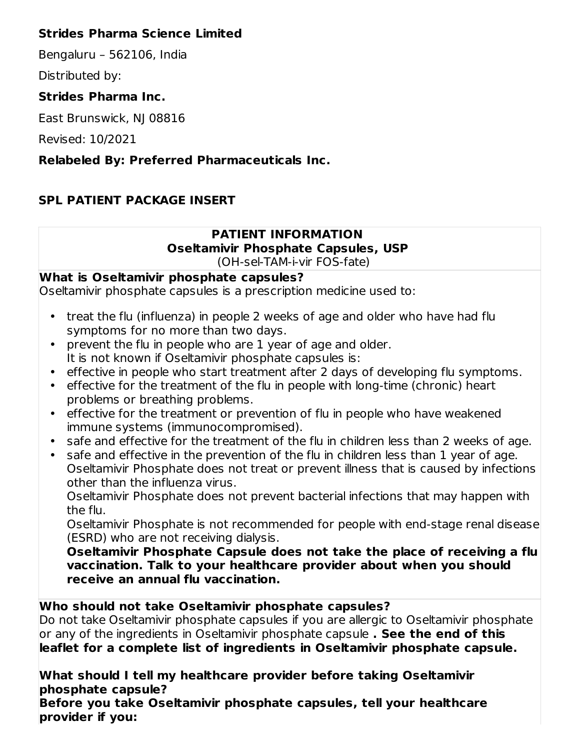**Strides Pharma Science Limited**

Bengaluru – 562106, India

Distributed by:

**Strides Pharma Inc.**

East Brunswick, NJ 08816

Revised: 10/2021

**Relabeled By: Preferred Pharmaceuticals Inc.**

## SPL PATIENT PACKAGE INSERT

**PATIENT INFORMATION**
**Oseltamivir Phosphate Capsules, USP**
(OH-sel-TAM-i-vir FOS-fate)

**What is Oseltamivir phosphate capsules?**

Oseltamivir phosphate capsules is a prescription medicine used to:

- treat the flu (influenza) in people 2 weeks of age and older who have had flu symptoms for no more than two days.
- prevent the flu in people who are 1 year of age and older.
  It is not known if Oseltamivir phosphate capsules is:
- effective in people who start treatment after 2 days of developing flu symptoms.
- effective for the treatment of the flu in people with long-time (chronic) heart problems or breathing problems.
- effective for the treatment or prevention of flu in people who have weakened immune systems (immunocompromised).
- safe and effective for the treatment of the flu in children less than 2 weeks of age.
- safe and effective in the prevention of the flu in children less than 1 year of age.
  Oseltamivir Phosphate does not treat or prevent illness that is caused by infections other than the influenza virus.
  Oseltamivir Phosphate does not prevent bacterial infections that may happen with the flu.
  Oseltamivir Phosphate is not recommended for people with end-stage renal disease (ESRD) who are not receiving dialysis.
  **Oseltamivir Phosphate Capsule does not take the place of receiving a flu vaccination. Talk to your healthcare provider about when you should receive an annual flu vaccination.**

**Who should not take Oseltamivir phosphate capsules?**

Do not take Oseltamivir phosphate capsules if you are allergic to Oseltamivir phosphate or any of the ingredients in Oseltamivir phosphate capsule **. See the end of this leaflet for a complete list of ingredients in Oseltamivir phosphate capsule.**

**What should I tell my healthcare provider before taking Oseltamivir phosphate capsule?**

**Before you take Oseltamivir phosphate capsules, tell your healthcare provider if you:**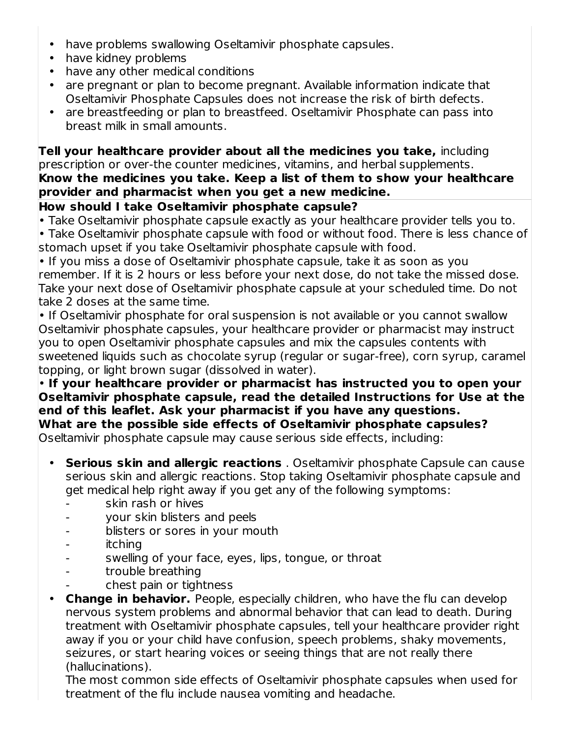- have problems swallowing Oseltamivir phosphate capsules.
- have kidney problems
- have any other medical conditions
- are pregnant or plan to become pregnant. Available information indicate that Oseltamivir Phosphate Capsules does not increase the risk of birth defects.
- are breastfeeding or plan to breastfeed. Oseltamivir Phosphate can pass into breast milk in small amounts.

**Tell your healthcare provider about all the medicines you take,** including prescription or over-the counter medicines, vitamins, and herbal supplements.
**Know the medicines you take. Keep a list of them to show your healthcare provider and pharmacist when you get a new medicine.**

**How should I take Oseltamivir phosphate capsule?**

- Take Oseltamivir phosphate capsule exactly as your healthcare provider tells you to.
- Take Oseltamivir phosphate capsule with food or without food. There is less chance of stomach upset if you take Oseltamivir phosphate capsule with food.
- If you miss a dose of Oseltamivir phosphate capsule, take it as soon as you remember. If it is 2 hours or less before your next dose, do not take the missed dose. Take your next dose of Oseltamivir phosphate capsule at your scheduled time. Do not take 2 doses at the same time.
- If Oseltamivir phosphate for oral suspension is not available or you cannot swallow Oseltamivir phosphate capsules, your healthcare provider or pharmacist may instruct you to open Oseltamivir phosphate capsules and mix the capsules contents with sweetened liquids such as chocolate syrup (regular or sugar-free), corn syrup, caramel topping, or light brown sugar (dissolved in water).
- **If your healthcare provider or pharmacist has instructed you to open your Oseltamivir phosphate capsule, read the detailed Instructions for Use at the end of this leaflet. Ask your pharmacist if you have any questions.**

**What are the possible side effects of Oseltamivir phosphate capsules?**

Oseltamivir phosphate capsule may cause serious side effects, including:

- **Serious skin and allergic reactions** . Oseltamivir phosphate Capsule can cause serious skin and allergic reactions. Stop taking Oseltamivir phosphate capsule and get medical help right away if you get any of the following symptoms:
  - skin rash or hives
  - your skin blisters and peels
  - blisters or sores in your mouth
  - itching
  - swelling of your face, eyes, lips, tongue, or throat
  - trouble breathing
  - chest pain or tightness
- **Change in behavior.** People, especially children, who have the flu can develop nervous system problems and abnormal behavior that can lead to death. During treatment with Oseltamivir phosphate capsules, tell your healthcare provider right away if you or your child have confusion, speech problems, shaky movements, seizures, or start hearing voices or seeing things that are not really there (hallucinations).

  The most common side effects of Oseltamivir phosphate capsules when used for treatment of the flu include nausea vomiting and headache.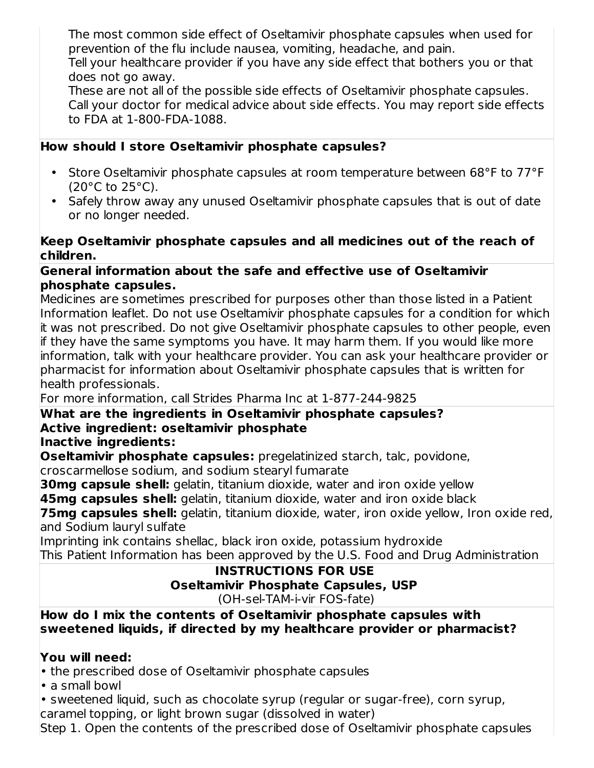The most common side effect of Oseltamivir phosphate capsules when used for prevention of the flu include nausea, vomiting, headache, and pain.
Tell your healthcare provider if you have any side effect that bothers you or that does not go away.
These are not all of the possible side effects of Oseltamivir phosphate capsules. Call your doctor for medical advice about side effects. You may report side effects to FDA at 1-800-FDA-1088.

**How should I store Oseltamivir phosphate capsules?**

- Store Oseltamivir phosphate capsules at room temperature between 68°F to 77°F (20°C to 25°C).
- Safely throw away any unused Oseltamivir phosphate capsules that is out of date or no longer needed.

**Keep Oseltamivir phosphate capsules and all medicines out of the reach of children.**

**General information about the safe and effective use of Oseltamivir phosphate capsules.**

Medicines are sometimes prescribed for purposes other than those listed in a Patient Information leaflet. Do not use Oseltamivir phosphate capsules for a condition for which it was not prescribed. Do not give Oseltamivir phosphate capsules to other people, even if they have the same symptoms you have. It may harm them. If you would like more information, talk with your healthcare provider. You can ask your healthcare provider or pharmacist for information about Oseltamivir phosphate capsules that is written for health professionals.
For more information, call Strides Pharma Inc at 1-877-244-9825

**What are the ingredients in Oseltamivir phosphate capsules?**
**Active ingredient: oseltamivir phosphate**
**Inactive ingredients:**
**Oseltamivir phosphate capsules:** pregelatinized starch, talc, povidone, croscarmellose sodium, and sodium stearyl fumarate
**30mg capsule shell:** gelatin, titanium dioxide, water and iron oxide yellow
**45mg capsules shell:** gelatin, titanium dioxide, water and iron oxide black
**75mg capsules shell:** gelatin, titanium dioxide, water, iron oxide yellow, Iron oxide red, and Sodium lauryl sulfate
Imprinting ink contains shellac, black iron oxide, potassium hydroxide
This Patient Information has been approved by the U.S. Food and Drug Administration

**INSTRUCTIONS FOR USE**
**Oseltamivir Phosphate Capsules, USP**
(OH-sel-TAM-i-vir FOS-fate)

**How do I mix the contents of Oseltamivir phosphate capsules with sweetened liquids, if directed by my healthcare provider or pharmacist?**

**You will need:**

- the prescribed dose of Oseltamivir phosphate capsules
- a small bowl
- sweetened liquid, such as chocolate syrup (regular or sugar-free), corn syrup, caramel topping, or light brown sugar (dissolved in water)

Step 1. Open the contents of the prescribed dose of Oseltamivir phosphate capsules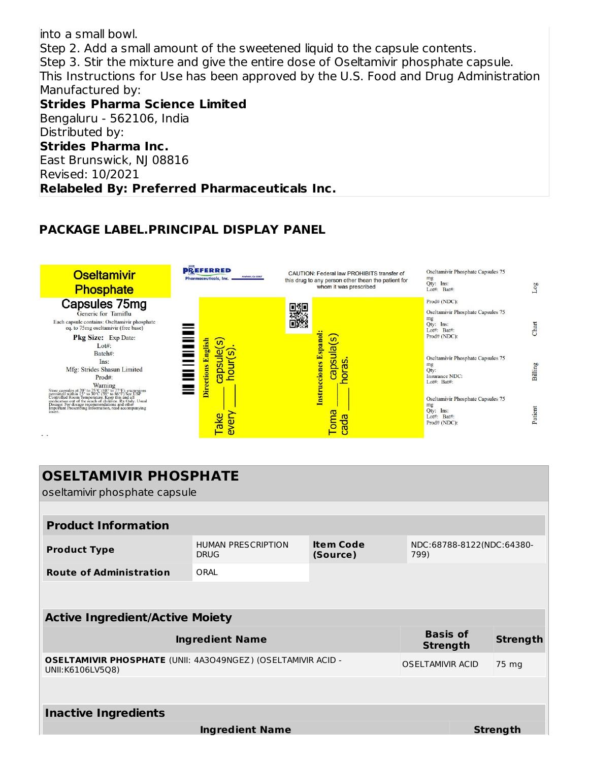into a small bowl.
Step 2. Add a small amount of the sweetened liquid to the capsule contents.
Step 3. Stir the mixture and give the entire dose of Oseltamivir phosphate capsule.
This Instructions for Use has been approved by the U.S. Food and Drug Administration
Manufactured by:
**Strides Pharma Science Limited**
Bengaluru - 562106, India
Distributed by:
**Strides Pharma Inc.**
East Brunswick, NJ 08816
Revised: 10/2021
**Relabeled By: Preferred Pharmaceuticals Inc.**

## PACKAGE LABEL.PRINCIPAL DISPLAY PANEL

Oseltamivir Phosphate Capsules 75mg
Generic for Tamiflu
Each capsule contains: Oseltamivir phosphate eq. to 75mg oseltamivir (free base)
Pkg Size: Exp Date:
Lot#:
Batch#:
Ins:
Mfg: Strides Shasun Limited
Prod#:
Warning
Store capsules at 20° to 25°C (68° to 77°F); excursions permitted within 15° to 30°C (59° to 86°F) See USP Controlled Room Temperature. Keep this and all medication out of the reach of children. Rx Only. Usual Dosage: For dosage recommendations and other Important Prescribing Information, read accompanying insert.

PREFERRED Pharmaceuticals, Inc.

CAUTION: Federal law PROHIBITS transfer of this drug to any person other thean the patient for whom it was prescribed

Directions English
Take ___ capsule(s) every ___ hour(s).

Instrucciones Espanol:
Toma ___ capsula(s) cada ___ horas.

Oseltamivir Phosphate Capsules 75 mg
Qty: Ins:
Lot#: Bat#:
Prod# (NDC):
Log

Oseltamivir Phosphate Capsules 75 mg
Qty: Ins:
Lot#: Bat#:
Prod# (NDC):
Chart

Oseltamivir Phosphate Capsules 75 mg
Qty:
Insurance NDC:
Lot#: Bat#:
Billing

Oseltamivir Phosphate Capsules 75 mg
Qty: Ins:
Lot#: Bat#:
Prod# (NDC):
Patient

## OSELTAMIVIR PHOSPHATE

oseltamivir phosphate capsule

| Product Information | | | |
|---|---|---|---|
| Product Type | HUMAN PRESCRIPTION DRUG | Item Code (Source) | NDC:68788-8122(NDC:64380-799) |
| Route of Administration | ORAL | | |

| Active Ingredient/Active Moiety | | |
|---|---|---|
| Ingredient Name | Basis of Strength | Strength |
| **OSELTAMIVIR PHOSPHATE** (UNII: 4A3O49NGEZ) (OSELTAMIVIR ACID - UNII:K6106LV5Q8) | OSELTAMIVIR ACID | 75 mg |

| Inactive Ingredients | |
|---|---|
| Ingredient Name | Strength |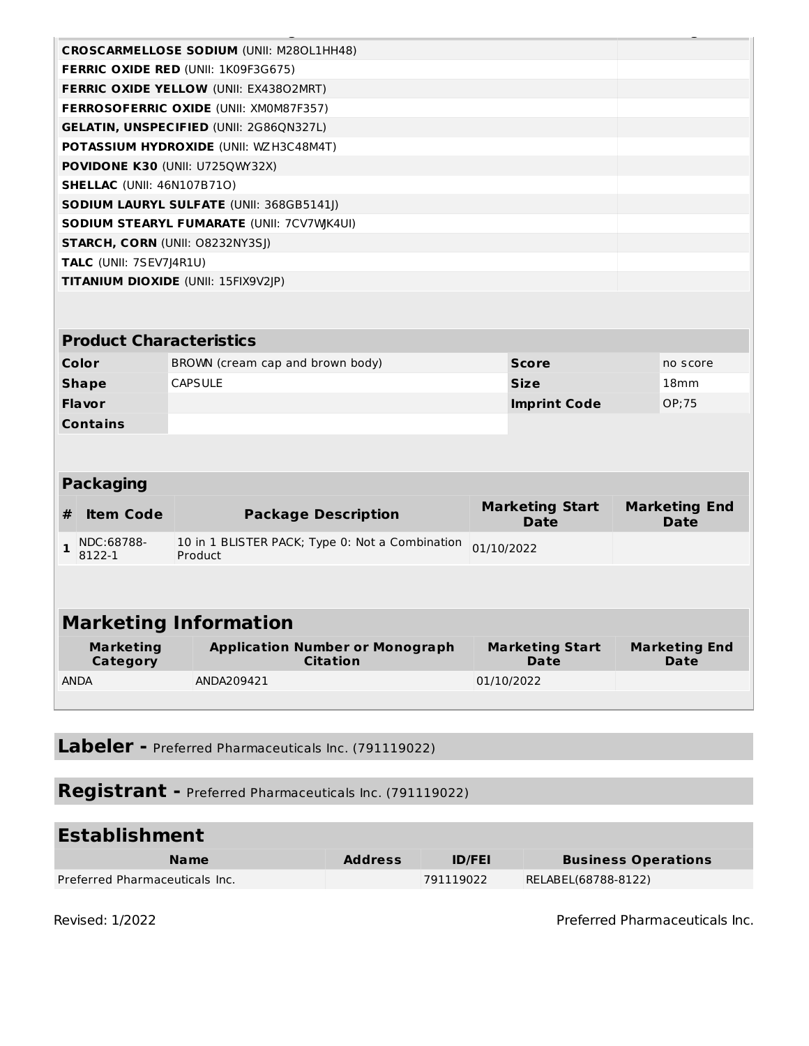| | |
|---|---|
| **CROSCARMELLOSE SODIUM** (UNII: M28OL1HH48) | |
| **FERRIC OXIDE RED** (UNII: 1K09F3G675) | |
| **FERRIC OXIDE YELLOW** (UNII: EX438O2MRT) | |
| **FERROSOFERRIC OXIDE** (UNII: XM0M87F357) | |
| **GELATIN, UNSPECIFIED** (UNII: 2G86QN327L) | |
| **POTASSIUM HYDROXIDE** (UNII: WZH3C48M4T) | |
| **POVIDONE K30** (UNII: U725QWY32X) | |
| **SHELLAC** (UNII: 46N107B71O) | |
| **SODIUM LAURYL SULFATE** (UNII: 368GB5141J) | |
| **SODIUM STEARYL FUMARATE** (UNII: 7CV7WJK4UI) | |
| **STARCH, CORN** (UNII: O8232NY3SJ) | |
| **TALC** (UNII: 7SEV7J4R1U) | |
| **TITANIUM DIOXIDE** (UNII: 15FIX9V2JP) | |

## Product Characteristics

| | | | |
|---|---|---|---|
| **Color** | BROWN (cream cap and brown body) | **Score** | no score |
| **Shape** | CAPSULE | **Size** | 18mm |
| **Flavor** | | **Imprint Code** | OP;75 |
| **Contains** | | | |

## Packaging

| # | Item Code | Package Description | Marketing Start Date | Marketing End Date |
|---|---|---|---|---|
| 1 | NDC:68788-8122-1 | 10 in 1 BLISTER PACK; Type 0: Not a Combination Product | 01/10/2022 | |

## Marketing Information

| Marketing Category | Application Number or Monograph Citation | Marketing Start Date | Marketing End Date |
|---|---|---|---|
| ANDA | ANDA209421 | 01/10/2022 | |

**Labeler -** Preferred Pharmaceuticals Inc. (791119022)

**Registrant -** Preferred Pharmaceuticals Inc. (791119022)

## Establishment

| Name | Address | ID/FEI | Business Operations |
|---|---|---|---|
| Preferred Pharmaceuticals Inc. | | 791119022 | RELABEL(68788-8122) |

Revised: 1/2022

Preferred Pharmaceuticals Inc.